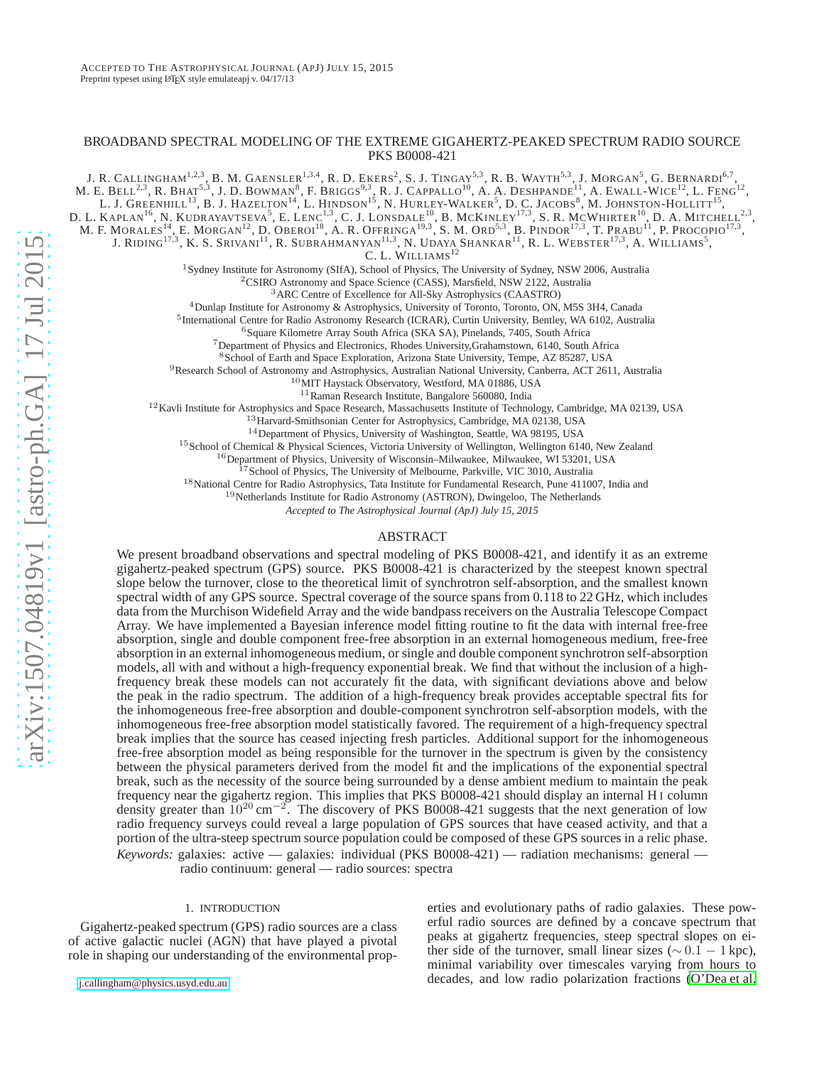Accepted to The Astrophysical Journal (ApJ) July 15, 2015
Preprint typeset using LaTeX style emulateapj v. 04/17/13

# BROADBAND SPECTRAL MODELING OF THE EXTREME GIGAHERTZ-PEAKED SPECTRUM RADIO SOURCE PKS B0008-421

J. R. Callingham[1,2,3], B. M. Gaensler[1,3,4], R. D. Ekers[2], S. J. Tingay[5,3], R. B. Wayth[5,3], J. Morgan[5], G. Bernardi[6,7], M. E. Bell[2,3], R. Bhat[5,3], J. D. Bowman[8], F. Briggs[9,3], R. J. Cappallo[10], A. A. Deshpande[11], A. Ewall-Wice[12], L. Feng[12], L. J. Greenhill[13], B. J. Hazelton[14], L. Hindson[15], N. Hurley-Walker[5], D. C. Jacobs[8], M. Johnston-Hollitt[15], D. L. Kaplan[16], N. Kudrayavtseva[5], E. Lenc[1,3], C. J. Lonsdale[10], B. McKinley[17,3], S. R. McWhirter[10], D. A. Mitchell[2,3], M. F. Morales[14], E. Morgan[12], D. Oberoi[18], A. R. Offringa[19,3], S. M. Ord[5,3], B. Pindor[17,3], T. Prabu[11], P. Procopio[17,3], J. Riding[17,3], K. S. Srivani[11], R. Subrahmanyan[11,3], N. Udaya Shankar[11], R. L. Webster[17,3], A. Williams[5], C. L. Williams[12]

[1]Sydney Institute for Astronomy (SIfA), School of Physics, The University of Sydney, NSW 2006, Australia
[2]CSIRO Astronomy and Space Science (CASS), Marsfield, NSW 2122, Australia
[3]ARC Centre of Excellence for All-Sky Astrophysics (CAASTRO)
[4]Dunlap Institute for Astronomy & Astrophysics, University of Toronto, Toronto, ON, M5S 3H4, Canada
[5]International Centre for Radio Astronomy Research (ICRAR), Curtin University, Bentley, WA 6102, Australia
[6]Square Kilometre Array South Africa (SKA SA), Pinelands, 7405, South Africa
[7]Department of Physics and Electronics, Rhodes University,Grahamstown, 6140, South Africa
[8]School of Earth and Space Exploration, Arizona State University, Tempe, AZ 85287, USA
[9]Research School of Astronomy and Astrophysics, Australian National University, Canberra, ACT 2611, Australia
[10]MIT Haystack Observatory, Westford, MA 01886, USA
[11]Raman Research Institute, Bangalore 560080, India
[12]Kavli Institute for Astrophysics and Space Research, Massachusetts Institute of Technology, Cambridge, MA 02139, USA
[13]Harvard-Smithsonian Center for Astrophysics, Cambridge, MA 02138, USA
[14]Department of Physics, University of Washington, Seattle, WA 98195, USA
[15]School of Chemical & Physical Sciences, Victoria University of Wellington, Wellington 6140, New Zealand
[16]Department of Physics, University of Wisconsin–Milwaukee, Milwaukee, WI 53201, USA
[17]School of Physics, The University of Melbourne, Parkville, VIC 3010, Australia
[18]National Centre for Radio Astrophysics, Tata Institute for Fundamental Research, Pune 411007, India and
[19]Netherlands Institute for Radio Astronomy (ASTRON), Dwingeloo, The Netherlands

*Accepted to The Astrophysical Journal (ApJ) July 15, 2015*

## ABSTRACT

We present broadband observations and spectral modeling of PKS B0008-421, and identify it as an extreme gigahertz-peaked spectrum (GPS) source. PKS B0008-421 is characterized by the steepest known spectral slope below the turnover, close to the theoretical limit of synchrotron self-absorption, and the smallest known spectral width of any GPS source. Spectral coverage of the source spans from 0.118 to 22 GHz, which includes data from the Murchison Widefield Array and the wide bandpass receivers on the Australia Telescope Compact Array. We have implemented a Bayesian inference model fitting routine to fit the data with internal free-free absorption, single and double component free-free absorption in an external homogeneous medium, free-free absorption in an external inhomogeneous medium, or single and double component synchrotron self-absorption models, all with and without a high-frequency exponential break. We find that without the inclusion of a high-frequency break these models can not accurately fit the data, with significant deviations above and below the peak in the radio spectrum. The addition of a high-frequency break provides acceptable spectral fits for the inhomogeneous free-free absorption and double-component synchrotron self-absorption models, with the inhomogeneous free-free absorption model statistically favored. The requirement of a high-frequency spectral break implies that the source has ceased injecting fresh particles. Additional support for the inhomogeneous free-free absorption model as being responsible for the turnover in the spectrum is given by the consistency between the physical parameters derived from the model fit and the implications of the exponential spectral break, such as the necessity of the source being surrounded by a dense ambient medium to maintain the peak frequency near the gigahertz region. This implies that PKS B0008-421 should display an internal H I column density greater than $10^{20}$ cm$^{-2}$. The discovery of PKS B0008-421 suggests that the next generation of low radio frequency surveys could reveal a large population of GPS sources that have ceased activity, and that a portion of the ultra-steep spectrum source population could be composed of these GPS sources in a relic phase.

*Keywords:* galaxies: active — galaxies: individual (PKS B0008-421) — radiation mechanisms: general — radio continuum: general — radio sources: spectra

## 1. INTRODUCTION

Gigahertz-peaked spectrum (GPS) radio sources are a class of active galactic nuclei (AGN) that have played a pivotal role in shaping our understanding of the environmental properties and evolutionary paths of radio galaxies. These powerful radio sources are defined by a concave spectrum that peaks at gigahertz frequencies, steep spectral slopes on either side of the turnover, small linear sizes ($\sim 0.1 - 1$ kpc), minimal variability over timescales varying from hours to decades, and low radio polarization fractions (O'Dea et al.

j.callingham@physics.usyd.edu.au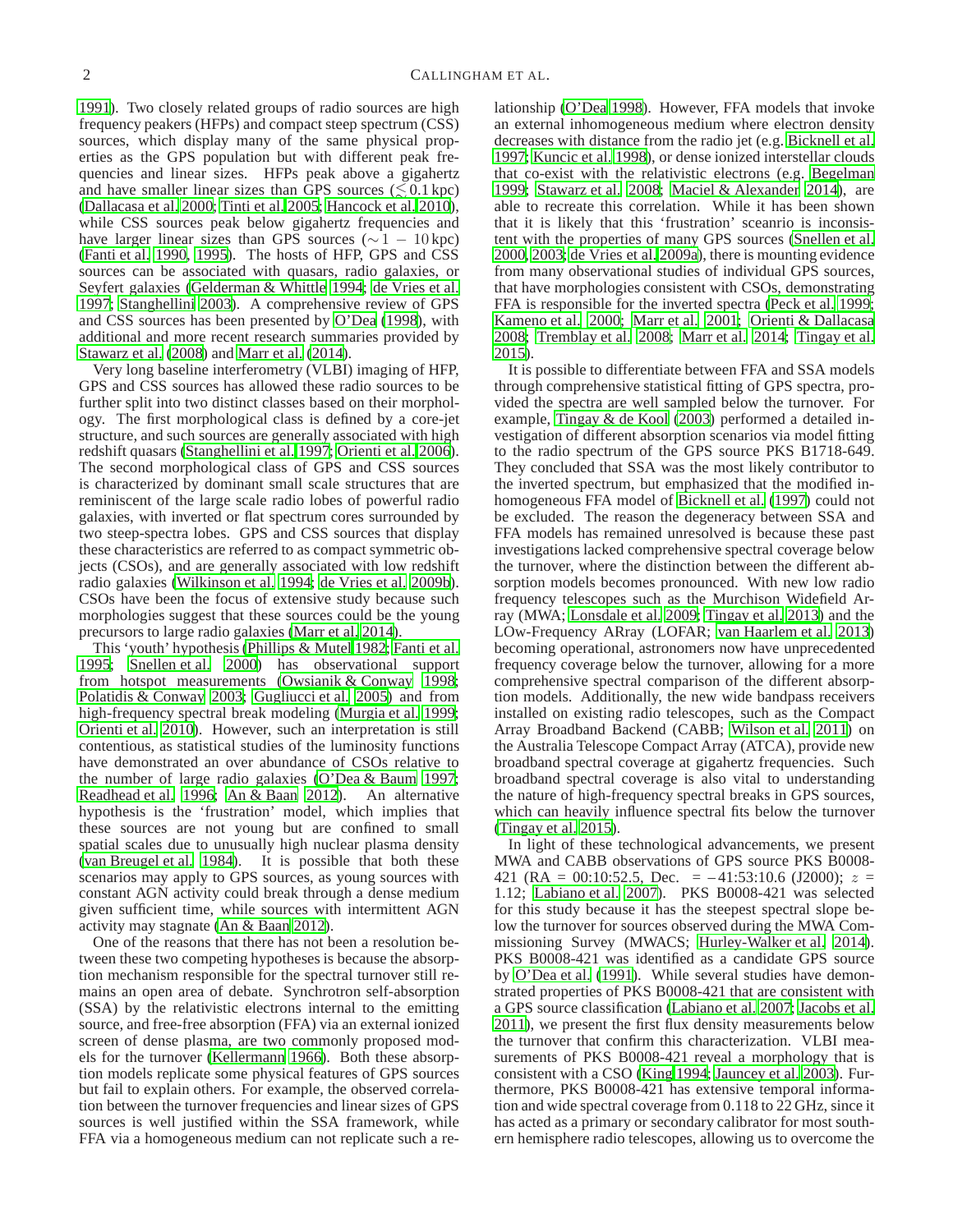1991). Two closely related groups of radio sources are high frequency peakers (HFPs) and compact steep spectrum (CSS) sources, which display many of the same physical properties as the GPS population but with different peak frequencies and linear sizes. HFPs peak above a gigahertz and have smaller linear sizes than GPS sources ($\lesssim 0.1$ kpc) (Dallacasa et al. 2000; Tinti et al. 2005; Hancock et al. 2010), while CSS sources peak below gigahertz frequencies and have larger linear sizes than GPS sources ($\sim 1 - 10$ kpc) (Fanti et al. 1990, 1995). The hosts of HFP, GPS and CSS sources can be associated with quasars, radio galaxies, or Seyfert galaxies (Gelderman & Whittle 1994; de Vries et al. 1997; Stanghellini 2003). A comprehensive review of GPS and CSS sources has been presented by O'Dea (1998), with additional and more recent research summaries provided by Stawarz et al. (2008) and Marr et al. (2014).

Very long baseline interferometry (VLBI) imaging of HFP, GPS and CSS sources has allowed these radio sources to be further split into two distinct classes based on their morphology. The first morphological class is defined by a core-jet structure, and such sources are generally associated with high redshift quasars (Stanghellini et al. 1997; Orienti et al. 2006). The second morphological class of GPS and CSS sources is characterized by dominant small scale structures that are reminiscent of the large scale radio lobes of powerful radio galaxies, with inverted or flat spectrum cores surrounded by two steep-spectra lobes. GPS and CSS sources that display these characteristics are referred to as compact symmetric objects (CSOs), and are generally associated with low redshift radio galaxies (Wilkinson et al. 1994; de Vries et al. 2009b). CSOs have been the focus of extensive study because such morphologies suggest that these sources could be the young precursors to large radio galaxies (Marr et al. 2014).

This 'youth' hypothesis (Phillips & Mutel 1982; Fanti et al. 1995; Snellen et al. 2000) has observational support from hotspot measurements (Owsianik & Conway 1998; Polatidis & Conway 2003; Gugliucci et al. 2005) and from high-frequency spectral break modeling (Murgia et al. 1999; Orienti et al. 2010). However, such an interpretation is still contentious, as statistical studies of the luminosity functions have demonstrated an over abundance of CSOs relative to the number of large radio galaxies (O'Dea & Baum 1997; Readhead et al. 1996; An & Baan 2012). An alternative hypothesis is the 'frustration' model, which implies that these sources are not young but are confined to small spatial scales due to unusually high nuclear plasma density (van Breugel et al. 1984). It is possible that both these scenarios may apply to GPS sources, as young sources with constant AGN activity could break through a dense medium given sufficient time, while sources with intermittent AGN activity may stagnate (An & Baan 2012).

One of the reasons that there has not been a resolution between these two competing hypotheses is because the absorption mechanism responsible for the spectral turnover still remains an open area of debate. Synchrotron self-absorption (SSA) by the relativistic electrons internal to the emitting source, and free-free absorption (FFA) via an external ionized screen of dense plasma, are two commonly proposed models for the turnover (Kellermann 1966). Both these absorption models replicate some physical features of GPS sources but fail to explain others. For example, the observed correlation between the turnover frequencies and linear sizes of GPS sources is well justified within the SSA framework, while FFA via a homogeneous medium can not replicate such a relationship (O'Dea 1998). However, FFA models that invoke an external inhomogeneous medium where electron density decreases with distance from the radio jet (e.g. Bicknell et al. 1997; Kuncic et al. 1998), or dense ionized interstellar clouds that co-exist with the relativistic electrons (e.g. Begelman 1999; Stawarz et al. 2008; Maciel & Alexander 2014), are able to recreate this correlation. While it has been shown that it is likely that this 'frustration' sceanrio is inconsistent with the properties of many GPS sources (Snellen et al. 2000, 2003; de Vries et al. 2009a), there is mounting evidence from many observational studies of individual GPS sources, that have morphologies consistent with CSOs, demonstrating FFA is responsible for the inverted spectra (Peck et al. 1999; Kameno et al. 2000; Marr et al. 2001; Orienti & Dallacasa 2008; Tremblay et al. 2008; Marr et al. 2014; Tingay et al. 2015).

It is possible to differentiate between FFA and SSA models through comprehensive statistical fitting of GPS spectra, provided the spectra are well sampled below the turnover. For example, Tingay & de Kool (2003) performed a detailed investigation of different absorption scenarios via model fitting to the radio spectrum of the GPS source PKS B1718-649. They concluded that SSA was the most likely contributor to the inverted spectrum, but emphasized that the modified inhomogeneous FFA model of Bicknell et al. (1997) could not be excluded. The reason the degeneracy between SSA and FFA models has remained unresolved is because these past investigations lacked comprehensive spectral coverage below the turnover, where the distinction between the different absorption models becomes pronounced. With new low radio frequency telescopes such as the Murchison Widefield Array (MWA; Lonsdale et al. 2009; Tingay et al. 2013) and the LOw-Frequency ARray (LOFAR; van Haarlem et al. 2013) becoming operational, astronomers now have unprecedented frequency coverage below the turnover, allowing for a more comprehensive spectral comparison of the different absorption models. Additionally, the new wide bandpass receivers installed on existing radio telescopes, such as the Compact Array Broadband Backend (CABB; Wilson et al. 2011) on the Australia Telescope Compact Array (ATCA), provide new broadband spectral coverage at gigahertz frequencies. Such broadband spectral coverage is also vital to understanding the nature of high-frequency spectral breaks in GPS sources, which can heavily influence spectral fits below the turnover (Tingay et al. 2015).

In light of these technological advancements, we present MWA and CABB observations of GPS source PKS B0008-421 (RA = 00:10:52.5, Dec. = –41:53:10.6 (J2000); $z$ = 1.12; Labiano et al. 2007). PKS B0008-421 was selected for this study because it has the steepest spectral slope below the turnover for sources observed during the MWA Commissioning Survey (MWACS; Hurley-Walker et al. 2014). PKS B0008-421 was identified as a candidate GPS source by O'Dea et al. (1991). While several studies have demonstrated properties of PKS B0008-421 that are consistent with a GPS source classification (Labiano et al. 2007; Jacobs et al. 2011), we present the first flux density measurements below the turnover that confirm this characterization. VLBI measurements of PKS B0008-421 reveal a morphology that is consistent with a CSO (King 1994; Jauncey et al. 2003). Furthermore, PKS B0008-421 has extensive temporal information and wide spectral coverage from 0.118 to 22 GHz, since it has acted as a primary or secondary calibrator for most southern hemisphere radio telescopes, allowing us to overcome the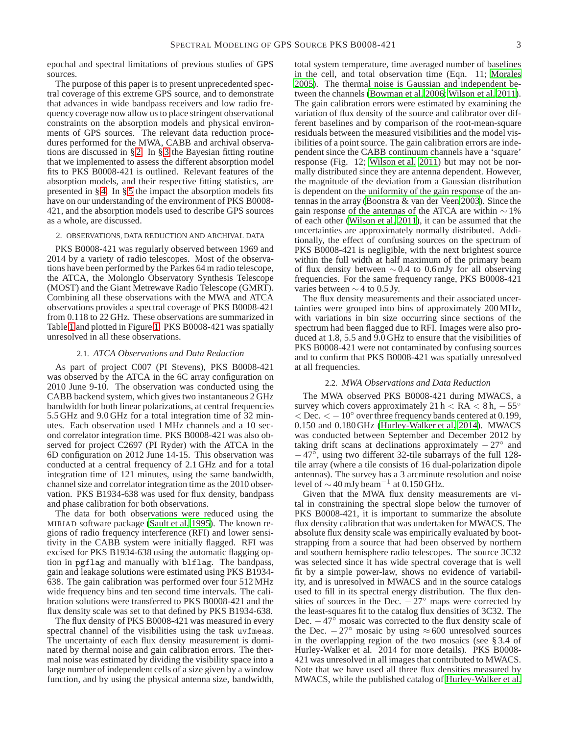epochal and spectral limitations of previous studies of GPS sources.

The purpose of this paper is to present unprecedented spectral coverage of this extreme GPS source, and to demonstrate that advances in wide bandpass receivers and low radio frequency coverage now allow us to place stringent observational constraints on the absorption models and physical environments of GPS sources. The relevant data reduction procedures performed for the MWA, CABB and archival observations are discussed in § 2. In § 3 the Bayesian fitting routine that we implemented to assess the different absorption model fits to PKS B0008-421 is outlined. Relevant features of the absorption models, and their respective fitting statistics, are presented in § 4. In § 5 the impact the absorption models fits have on our understanding of the environment of PKS B0008-421, and the absorption models used to describe GPS sources as a whole, are discussed.

## 2. OBSERVATIONS, DATA REDUCTION AND ARCHIVAL DATA

PKS B0008-421 was regularly observed between 1969 and 2014 by a variety of radio telescopes. Most of the observations have been performed by the Parkes 64 m radio telescope, the ATCA, the Molonglo Observatory Synthesis Telescope (MOST) and the Giant Metrewave Radio Telescope (GMRT). Combining all these observations with the MWA and ATCA observations provides a spectral coverage of PKS B0008-421 from 0.118 to 22 GHz. These observations are summarized in Table 1 and plotted in Figure 1. PKS B0008-421 was spatially unresolved in all these observations.

### 2.1. *ATCA Observations and Data Reduction*

As part of project C007 (PI Stevens), PKS B0008-421 was observed by the ATCA in the 6C array configuration on 2010 June 9-10. The observation was conducted using the CABB backend system, which gives two instantaneous 2 GHz bandwidth for both linear polarizations, at central frequencies 5.5 GHz and 9.0 GHz for a total integration time of 32 minutes. Each observation used 1 MHz channels and a 10 second correlator integration time. PKS B0008-421 was also observed for project C2697 (PI Ryder) with the ATCA in the 6D configuration on 2012 June 14-15. This observation was conducted at a central frequency of 2.1 GHz and for a total integration time of 121 minutes, using the same bandwidth, channel size and correlator integration time as the 2010 observation. PKS B1934-638 was used for flux density, bandpass and phase calibration for both observations.

The data for both observations were reduced using the MIRIAD software package (Sault et al. 1995). The known regions of radio frequency interference (RFI) and lower sensitivity in the CABB system were initially flagged. RFI was excised for PKS B1934-638 using the automatic flagging option in `pgflag` and manually with `blflag`. The bandpass, gain and leakage solutions were estimated using PKS B1934-638. The gain calibration was performed over four 512 MHz wide frequency bins and ten second time intervals. The calibration solutions were transferred to PKS B0008-421 and the flux density scale was set to that defined by PKS B1934-638.

The flux density of PKS B0008-421 was measured in every spectral channel of the visibilities using the task `uvfmeas`. The uncertainty of each flux density measurement is dominated by thermal noise and gain calibration errors. The thermal noise was estimated by dividing the visibility space into a large number of independent cells of a size given by a window function, and by using the physical antenna size, bandwidth, total system temperature, time averaged number of baselines in the cell, and total observation time (Eqn. 11; Morales 2005). The thermal noise is Gaussian and independent between the channels (Bowman et al. 2006; Wilson et al. 2011). The gain calibration errors were estimated by examining the variation of flux density of the source and calibrator over different baselines and by comparison of the root-mean-square residuals between the measured visibilities and the model visibilities of a point source. The gain calibration errors are independent since the CABB continuum channels have a 'square' response (Fig. 12; Wilson et al. 2011) but may not be normally distributed since they are antenna dependent. However, the magnitude of the deviation from a Gaussian distribution is dependent on the uniformity of the gain response of the antennas in the array (Boonstra & van der Veen 2003). Since the gain response of the antennas of the ATCA are within $\sim 1\%$ of each other (Wilson et al. 2011), it can be assumed that the uncertainties are approximately normally distributed. Additionally, the effect of confusing sources on the spectrum of PKS B0008-421 is negligible, with the next brightest source within the full width at half maximum of the primary beam of flux density between $\sim 0.4$ to 0.6 mJy for all observing frequencies. For the same frequency range, PKS B0008-421 varies between $\sim 4$ to 0.5 Jy.

The flux density measurements and their associated uncertainties were grouped into bins of approximately 200 MHz, with variations in bin size occurring since sections of the spectrum had been flagged due to RFI. Images were also produced at 1.8, 5.5 and 9.0 GHz to ensure that the visibilities of PKS B0008-421 were not contaminated by confusing sources and to confirm that PKS B0008-421 was spatially unresolved at all frequencies.

### 2.2. *MWA Observations and Data Reduction*

The MWA observed PKS B0008-421 during MWACS, a survey which covers approximately 21 h < RA < 8 h, $-55^\circ$ < Dec. < $-10^\circ$ over three frequency bands centered at 0.199, 0.150 and 0.180 GHz (Hurley-Walker et al. 2014). MWACS was conducted between September and December 2012 by taking drift scans at declinations approximately $-27^\circ$ and $-47^\circ$, using two different 32-tile subarrays of the full 128-tile array (where a tile consists of 16 dual-polarization dipole antennas). The survey has a 3 arcminute resolution and noise level of $\sim 40\,\mathrm{mJy\,beam^{-1}}$ at 0.150 GHz.

Given that the MWA flux density measurements are vital in constraining the spectral slope below the turnover of PKS B0008-421, it is important to summarize the absolute flux density calibration that was undertaken for MWACS. The absolute flux density scale was empirically evaluated by bootstrapping from a source that had been observed by northern and southern hemisphere radio telescopes. The source 3C32 was selected since it has wide spectral coverage that is well fit by a simple power-law, shows no evidence of variability, and is unresolved in MWACS and in the source catalogs used to fill in its spectral energy distribution. The flux densities of sources in the Dec. $-27^\circ$ maps were corrected by the least-squares fit to the catalog flux densities of 3C32. The Dec. $-47^\circ$ mosaic was corrected to the flux density scale of the Dec. $-27^\circ$ mosaic by using $\approx 600$ unresolved sources in the overlapping region of the two mosaics (see § 3.4 of Hurley-Walker et al. 2014 for more details). PKS B0008-421 was unresolved in all images that contributed to MWACS. Note that we have used all three flux densities measured by MWACS, while the published catalog of Hurley-Walker et al.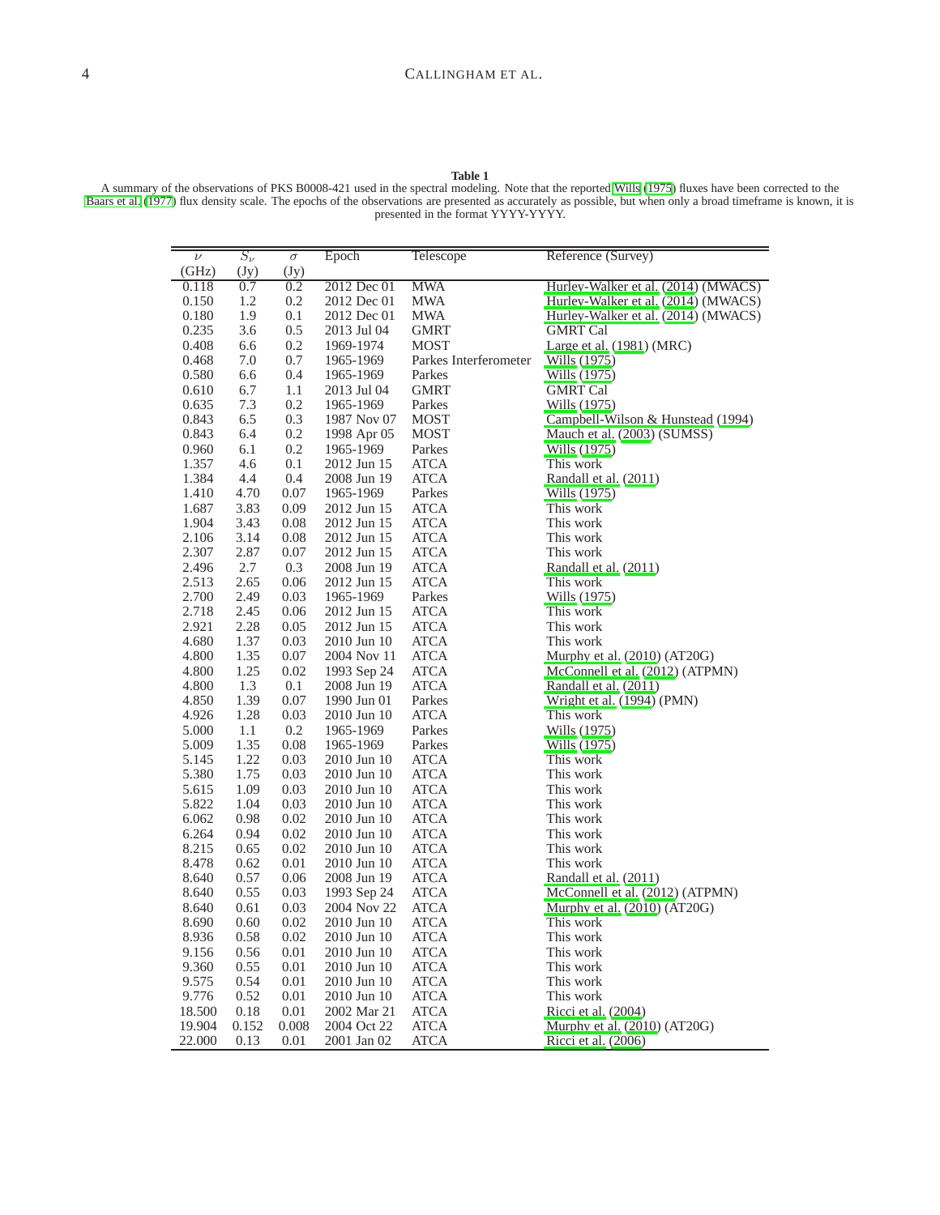**Table 1**

A summary of the observations of PKS B0008-421 used in the spectral modeling. Note that the reported Wills (1975) fluxes have been corrected to the Baars et al. (1977) flux density scale. The epochs of the observations are presented as accurately as possible, but when only a broad timeframe is known, it is presented in the format YYYY-YYYY.

| $\nu$ (GHz) | $S_\nu$ (Jy) | $\sigma$ (Jy) | Epoch | Telescope | Reference (Survey) |
|---|---|---|---|---|---|
| 0.118 | 0.7 | 0.2 | 2012 Dec 01 | MWA | Hurley-Walker et al. (2014) (MWACS) |
| 0.150 | 1.2 | 0.2 | 2012 Dec 01 | MWA | Hurley-Walker et al. (2014) (MWACS) |
| 0.180 | 1.9 | 0.1 | 2012 Dec 01 | MWA | Hurley-Walker et al. (2014) (MWACS) |
| 0.235 | 3.6 | 0.5 | 2013 Jul 04 | GMRT | GMRT Cal |
| 0.408 | 6.6 | 0.2 | 1969-1974 | MOST | Large et al. (1981) (MRC) |
| 0.468 | 7.0 | 0.7 | 1965-1969 | Parkes Interferometer | Wills (1975) |
| 0.580 | 6.6 | 0.4 | 1965-1969 | Parkes | Wills (1975) |
| 0.610 | 6.7 | 1.1 | 2013 Jul 04 | GMRT | GMRT Cal |
| 0.635 | 7.3 | 0.2 | 1965-1969 | Parkes | Wills (1975) |
| 0.843 | 6.5 | 0.3 | 1987 Nov 07 | MOST | Campbell-Wilson & Hunstead (1994) |
| 0.843 | 6.4 | 0.2 | 1998 Apr 05 | MOST | Mauch et al. (2003) (SUMSS) |
| 0.960 | 6.1 | 0.2 | 1965-1969 | Parkes | Wills (1975) |
| 1.357 | 4.6 | 0.1 | 2012 Jun 15 | ATCA | This work |
| 1.384 | 4.4 | 0.4 | 2008 Jun 19 | ATCA | Randall et al. (2011) |
| 1.410 | 4.70 | 0.07 | 1965-1969 | Parkes | Wills (1975) |
| 1.687 | 3.83 | 0.09 | 2012 Jun 15 | ATCA | This work |
| 1.904 | 3.43 | 0.08 | 2012 Jun 15 | ATCA | This work |
| 2.106 | 3.14 | 0.08 | 2012 Jun 15 | ATCA | This work |
| 2.307 | 2.87 | 0.07 | 2012 Jun 15 | ATCA | This work |
| 2.496 | 2.7 | 0.3 | 2008 Jun 19 | ATCA | Randall et al. (2011) |
| 2.513 | 2.65 | 0.06 | 2012 Jun 15 | ATCA | This work |
| 2.700 | 2.49 | 0.03 | 1965-1969 | Parkes | Wills (1975) |
| 2.718 | 2.45 | 0.06 | 2012 Jun 15 | ATCA | This work |
| 2.921 | 2.28 | 0.05 | 2012 Jun 15 | ATCA | This work |
| 4.680 | 1.37 | 0.03 | 2010 Jun 10 | ATCA | This work |
| 4.800 | 1.35 | 0.07 | 2004 Nov 11 | ATCA | Murphy et al. (2010) (AT20G) |
| 4.800 | 1.25 | 0.02 | 1993 Sep 24 | ATCA | McConnell et al. (2012) (ATPMN) |
| 4.800 | 1.3 | 0.1 | 2008 Jun 19 | ATCA | Randall et al. (2011) |
| 4.850 | 1.39 | 0.07 | 1990 Jun 01 | Parkes | Wright et al. (1994) (PMN) |
| 4.926 | 1.28 | 0.03 | 2010 Jun 10 | ATCA | This work |
| 5.000 | 1.1 | 0.2 | 1965-1969 | Parkes | Wills (1975) |
| 5.009 | 1.35 | 0.08 | 1965-1969 | Parkes | Wills (1975) |
| 5.145 | 1.22 | 0.03 | 2010 Jun 10 | ATCA | This work |
| 5.380 | 1.75 | 0.03 | 2010 Jun 10 | ATCA | This work |
| 5.615 | 1.09 | 0.03 | 2010 Jun 10 | ATCA | This work |
| 5.822 | 1.04 | 0.03 | 2010 Jun 10 | ATCA | This work |
| 6.062 | 0.98 | 0.02 | 2010 Jun 10 | ATCA | This work |
| 6.264 | 0.94 | 0.02 | 2010 Jun 10 | ATCA | This work |
| 8.215 | 0.65 | 0.02 | 2010 Jun 10 | ATCA | This work |
| 8.478 | 0.62 | 0.01 | 2010 Jun 10 | ATCA | This work |
| 8.640 | 0.57 | 0.06 | 2008 Jun 19 | ATCA | Randall et al. (2011) |
| 8.640 | 0.55 | 0.03 | 1993 Sep 24 | ATCA | McConnell et al. (2012) (ATPMN) |
| 8.640 | 0.61 | 0.03 | 2004 Nov 22 | ATCA | Murphy et al. (2010) (AT20G) |
| 8.690 | 0.60 | 0.02 | 2010 Jun 10 | ATCA | This work |
| 8.936 | 0.58 | 0.02 | 2010 Jun 10 | ATCA | This work |
| 9.156 | 0.56 | 0.01 | 2010 Jun 10 | ATCA | This work |
| 9.360 | 0.55 | 0.01 | 2010 Jun 10 | ATCA | This work |
| 9.575 | 0.54 | 0.01 | 2010 Jun 10 | ATCA | This work |
| 9.776 | 0.52 | 0.01 | 2010 Jun 10 | ATCA | This work |
| 18.500 | 0.18 | 0.01 | 2002 Mar 21 | ATCA | Ricci et al. (2004) |
| 19.904 | 0.152 | 0.008 | 2004 Oct 22 | ATCA | Murphy et al. (2010) (AT20G) |
| 22.000 | 0.13 | 0.01 | 2001 Jan 02 | ATCA | Ricci et al. (2006) |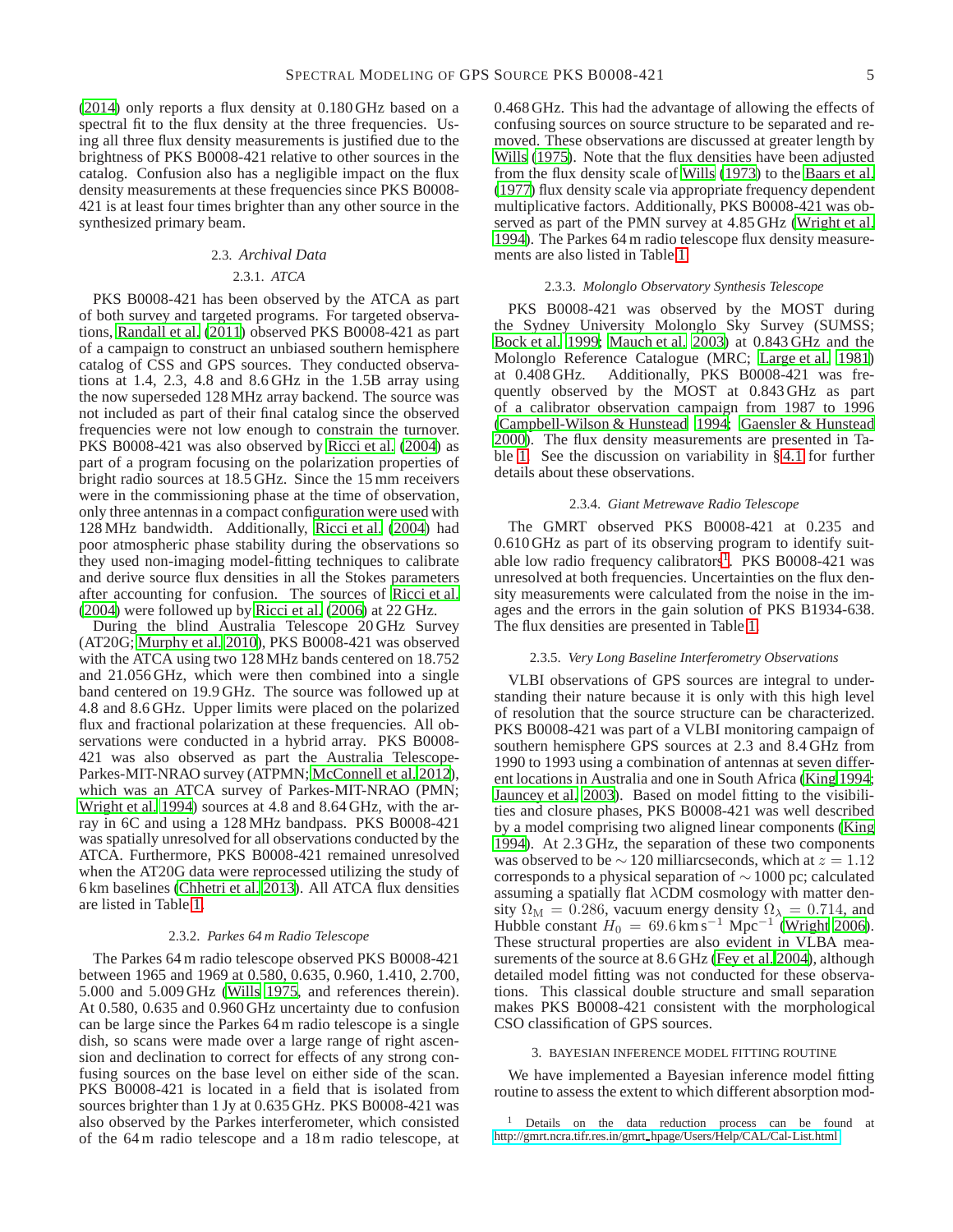(2014) only reports a flux density at 0.180 GHz based on a spectral fit to the flux density at the three frequencies. Using all three flux density measurements is justified due to the brightness of PKS B0008-421 relative to other sources in the catalog. Confusion also has a negligible impact on the flux density measurements at these frequencies since PKS B0008-421 is at least four times brighter than any other source in the synthesized primary beam.

## 2.3. *Archival Data*

### 2.3.1. *ATCA*

PKS B0008-421 has been observed by the ATCA as part of both survey and targeted programs. For targeted observations, Randall et al. (2011) observed PKS B0008-421 as part of a campaign to construct an unbiased southern hemisphere catalog of CSS and GPS sources. They conducted observations at 1.4, 2.3, 4.8 and 8.6 GHz in the 1.5B array using the now superseded 128 MHz array backend. The source was not included as part of their final catalog since the observed frequencies were not low enough to constrain the turnover. PKS B0008-421 was also observed by Ricci et al. (2004) as part of a program focusing on the polarization properties of bright radio sources at 18.5 GHz. Since the 15 mm receivers were in the commissioning phase at the time of observation, only three antennas in a compact configuration were used with 128 MHz bandwidth. Additionally, Ricci et al. (2004) had poor atmospheric phase stability during the observations so they used non-imaging model-fitting techniques to calibrate and derive source flux densities in all the Stokes parameters after accounting for confusion. The sources of Ricci et al. (2004) were followed up by Ricci et al. (2006) at 22 GHz.

During the blind Australia Telescope 20 GHz Survey (AT20G; Murphy et al. 2010), PKS B0008-421 was observed with the ATCA using two 128 MHz bands centered on 18.752 and 21.056 GHz, which were then combined into a single band centered on 19.9 GHz. The source was followed up at 4.8 and 8.6 GHz. Upper limits were placed on the polarized flux and fractional polarization at these frequencies. All observations were conducted in a hybrid array. PKS B0008-421 was also observed as part the Australia Telescope-Parkes-MIT-NRAO survey (ATPMN; McConnell et al. 2012), which was an ATCA survey of Parkes-MIT-NRAO (PMN; Wright et al. 1994) sources at 4.8 and 8.64 GHz, with the array in 6C and using a 128 MHz bandpass. PKS B0008-421 was spatially unresolved for all observations conducted by the ATCA. Furthermore, PKS B0008-421 remained unresolved when the AT20G data were reprocessed utilizing the study of 6 km baselines (Chhetri et al. 2013). All ATCA flux densities are listed in Table 1.

### 2.3.2. *Parkes 64 m Radio Telescope*

The Parkes 64 m radio telescope observed PKS B0008-421 between 1965 and 1969 at 0.580, 0.635, 0.960, 1.410, 2.700, 5.000 and 5.009 GHz (Wills 1975, and references therein). At 0.580, 0.635 and 0.960 GHz uncertainty due to confusion can be large since the Parkes 64 m radio telescope is a single dish, so scans were made over a large range of right ascension and declination to correct for effects of any strong confusing sources on the base level on either side of the scan. PKS B0008-421 is located in a field that is isolated from sources brighter than 1 Jy at 0.635 GHz. PKS B0008-421 was also observed by the Parkes interferometer, which consisted of the 64 m radio telescope and a 18 m radio telescope, at 0.468 GHz. This had the advantage of allowing the effects of confusing sources on source structure to be separated and removed. These observations are discussed at greater length by Wills (1975). Note that the flux densities have been adjusted from the flux density scale of Wills (1973) to the Baars et al. (1977) flux density scale via appropriate frequency dependent multiplicative factors. Additionally, PKS B0008-421 was observed as part of the PMN survey at 4.85 GHz (Wright et al. 1994). The Parkes 64 m radio telescope flux density measurements are also listed in Table 1.

### 2.3.3. *Molonglo Observatory Synthesis Telescope*

PKS B0008-421 was observed by the MOST during the Sydney University Molonglo Sky Survey (SUMSS; Bock et al. 1999; Mauch et al. 2003) at 0.843 GHz and the Molonglo Reference Catalogue (MRC; Large et al. 1981) at 0.408 GHz. Additionally, PKS B0008-421 was frequently observed by the MOST at 0.843 GHz as part of a calibrator observation campaign from 1987 to 1996 (Campbell-Wilson & Hunstead 1994; Gaensler & Hunstead 2000). The flux density measurements are presented in Table 1. See the discussion on variability in §4.1 for further details about these observations.

### 2.3.4. *Giant Metrewave Radio Telescope*

The GMRT observed PKS B0008-421 at 0.235 and 0.610 GHz as part of its observing program to identify suitable low radio frequency calibrators[1]. PKS B0008-421 was unresolved at both frequencies. Uncertainties on the flux density measurements were calculated from the noise in the images and the errors in the gain solution of PKS B1934-638. The flux densities are presented in Table 1.

### 2.3.5. *Very Long Baseline Interferometry Observations*

VLBI observations of GPS sources are integral to understanding their nature because it is only with this high level of resolution that the source structure can be characterized. PKS B0008-421 was part of a VLBI monitoring campaign of southern hemisphere GPS sources at 2.3 and 8.4 GHz from 1990 to 1993 using a combination of antennas at seven different locations in Australia and one in South Africa (King 1994; Jauncey et al. 2003). Based on model fitting to the visibilities and closure phases, PKS B0008-421 was well described by a model comprising two aligned linear components (King 1994). At 2.3 GHz, the separation of these two components was observed to be $\sim 120$ milliarcseconds, which at $z = 1.12$ corresponds to a physical separation of $\sim 1000$ pc; calculated assuming a spatially flat $\lambda$CDM cosmology with matter density $\Omega_{\rm M} = 0.286$, vacuum energy density $\Omega_{\lambda} = 0.714$, and Hubble constant $H_0 = 69.6\,{\rm km\,s^{-1}\,Mpc^{-1}}$ (Wright 2006). These structural properties are also evident in VLBA measurements of the source at 8.6 GHz (Fey et al. 2004), although detailed model fitting was not conducted for these observations. This classical double structure and small separation makes PKS B0008-421 consistent with the morphological CSO classification of GPS sources.

# 3. BAYESIAN INFERENCE MODEL FITTING ROUTINE

We have implemented a Bayesian inference model fitting routine to assess the extent to which different absorption mod-

[1] Details on the data reduction process can be found at http://gmrt.ncra.tifr.res.in/gmrt_hpage/Users/Help/CAL/Cal-List.html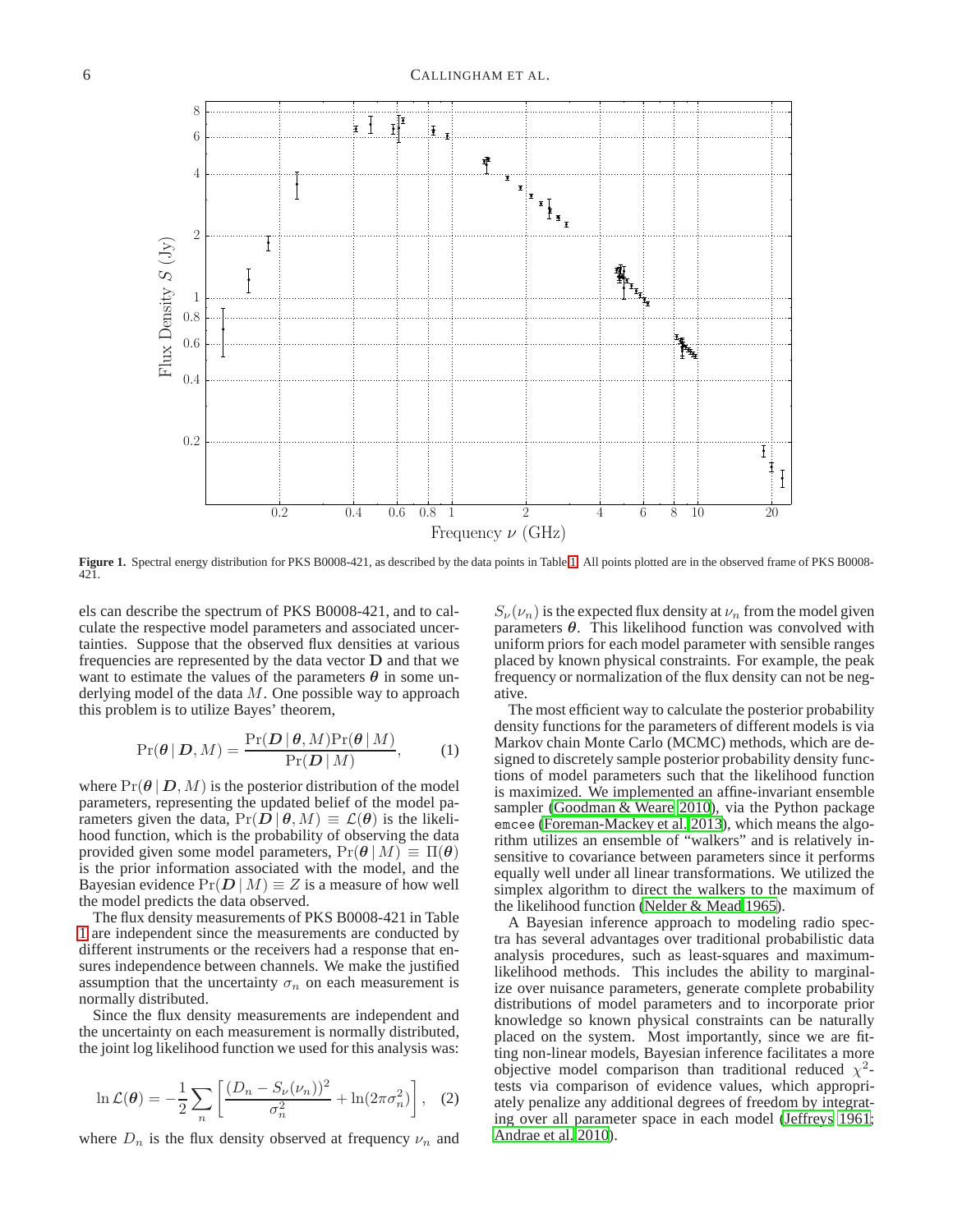**Figure 1.** Spectral energy distribution for PKS B0008-421, as described by the data points in Table 1. All points plotted are in the observed frame of PKS B0008-421.

els can describe the spectrum of PKS B0008-421, and to calculate the respective model parameters and associated uncertainties. Suppose that the observed flux densities at various frequencies are represented by the data vector $\mathbf{D}$ and that we want to estimate the values of the parameters $\boldsymbol{\theta}$ in some underlying model of the data $M$. One possible way to approach this problem is to utilize Bayes' theorem,

$$\Pr(\boldsymbol{\theta} \mid \boldsymbol{D}, M) = \frac{\Pr(\boldsymbol{D} \mid \boldsymbol{\theta}, M)\Pr(\boldsymbol{\theta} \mid M)}{\Pr(\boldsymbol{D} \mid M)}, \tag{1}$$

where $\Pr(\boldsymbol{\theta} \mid \boldsymbol{D}, M)$ is the posterior distribution of the model parameters, representing the updated belief of the model parameters given the data, $\Pr(\boldsymbol{D} \mid \boldsymbol{\theta}, M) \equiv \mathcal{L}(\boldsymbol{\theta})$ is the likelihood function, which is the probability of observing the data provided given some model parameters, $\Pr(\boldsymbol{\theta} \mid M) \equiv \Pi(\boldsymbol{\theta})$ is the prior information associated with the model, and the Bayesian evidence $\Pr(\boldsymbol{D} \mid M) \equiv Z$ is a measure of how well the model predicts the data observed.

The flux density measurements of PKS B0008-421 in Table 1 are independent since the measurements are conducted by different instruments or the receivers had a response that ensures independence between channels. We make the justified assumption that the uncertainty $\sigma_n$ on each measurement is normally distributed.

Since the flux density measurements are independent and the uncertainty on each measurement is normally distributed, the joint log likelihood function we used for this analysis was:

$$\ln \mathcal{L}(\boldsymbol{\theta}) = -\frac{1}{2}\sum_{n}\left[\frac{(D_n - S_\nu(\nu_n))^2}{\sigma_n^2} + \ln(2\pi\sigma_n^2)\right], \tag{2}$$

where $D_n$ is the flux density observed at frequency $\nu_n$ and $S_\nu(\nu_n)$ is the expected flux density at $\nu_n$ from the model given parameters $\boldsymbol{\theta}$. This likelihood function was convolved with uniform priors for each model parameter with sensible ranges placed by known physical constraints. For example, the peak frequency or normalization of the flux density can not be negative.

The most efficient way to calculate the posterior probability density functions for the parameters of different models is via Markov chain Monte Carlo (MCMC) methods, which are designed to discretely sample posterior probability density functions of model parameters such that the likelihood function is maximized. We implemented an affine-invariant ensemble sampler (Goodman & Weare 2010), via the Python package `emcee` (Foreman-Mackey et al. 2013), which means the algorithm utilizes an ensemble of "walkers" and is relatively insensitive to covariance between parameters since it performs equally well under all linear transformations. We utilized the simplex algorithm to direct the walkers to the maximum of the likelihood function (Nelder & Mead 1965).

A Bayesian inference approach to modeling radio spectra has several advantages over traditional probabilistic data analysis procedures, such as least-squares and maximum-likelihood methods. This includes the ability to marginalize over nuisance parameters, generate complete probability distributions of model parameters and to incorporate prior knowledge so known physical constraints can be naturally placed on the system. Most importantly, since we are fitting non-linear models, Bayesian inference facilitates a more objective model comparison than traditional reduced $\chi^2$-tests via comparison of evidence values, which appropriately penalize any additional degrees of freedom by integrating over all parameter space in each model (Jeffreys 1961; Andrae et al. 2010).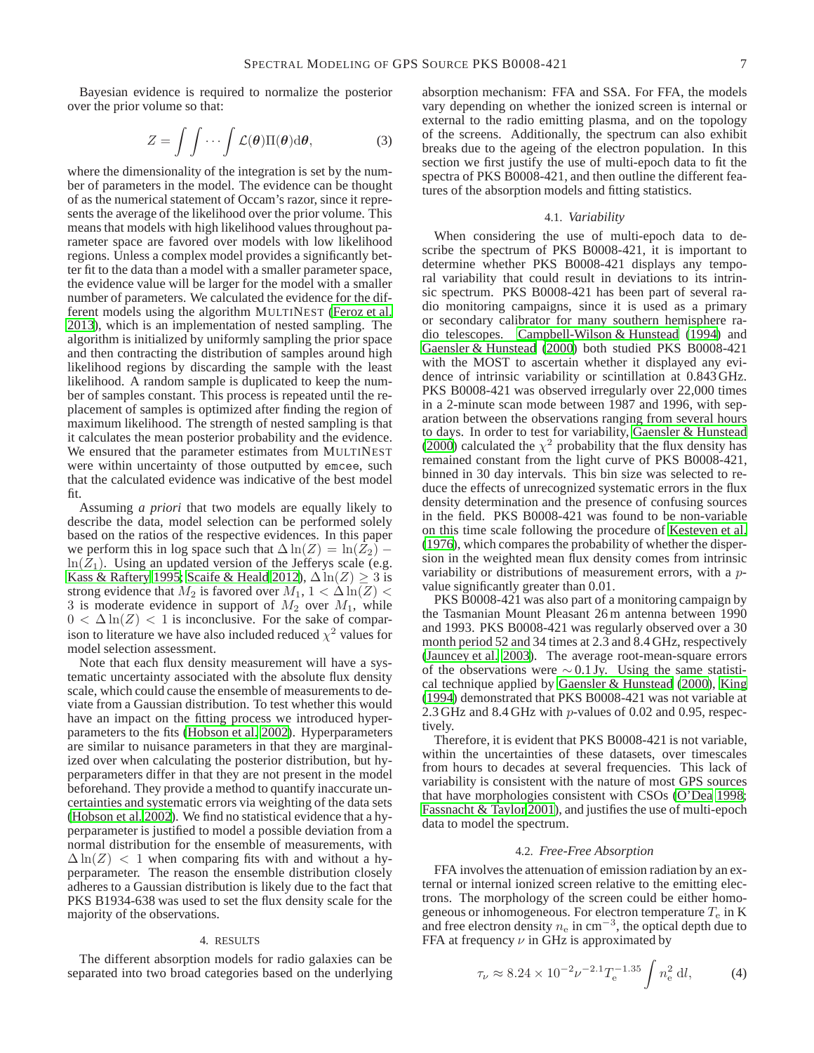Bayesian evidence is required to normalize the posterior over the prior volume so that:

$$Z = \int \int \cdots \int \mathcal{L}(\boldsymbol{\theta})\Pi(\boldsymbol{\theta})\mathrm{d}\boldsymbol{\theta}, \tag{3}$$

where the dimensionality of the integration is set by the number of parameters in the model. The evidence can be thought of as the numerical statement of Occam's razor, since it represents the average of the likelihood over the prior volume. This means that models with high likelihood values throughout parameter space are favored over models with low likelihood regions. Unless a complex model provides a significantly better fit to the data than a model with a smaller parameter space, the evidence value will be larger for the model with a smaller number of parameters. We calculated the evidence for the different models using the algorithm MULTINEST (Feroz et al. 2013), which is an implementation of nested sampling. The algorithm is initialized by uniformly sampling the prior space and then contracting the distribution of samples around high likelihood regions by discarding the sample with the least likelihood. A random sample is duplicated to keep the number of samples constant. This process is repeated until the replacement of samples is optimized after finding the region of maximum likelihood. The strength of nested sampling is that it calculates the mean posterior probability and the evidence. We ensured that the parameter estimates from MULTINEST were within uncertainty of those outputted by `emcee`, such that the calculated evidence was indicative of the best model fit.

Assuming *a priori* that two models are equally likely to describe the data, model selection can be performed solely based on the ratios of the respective evidences. In this paper we perform this in log space such that $\Delta \ln(Z) = \ln(Z_2) - \ln(Z_1)$. Using an updated version of the Jefferys scale (e.g. Kass & Raftery 1995; Scaife & Heald 2012), $\Delta \ln(Z) \geq 3$ is strong evidence that $M_2$ is favored over $M_1$, $1 < \Delta \ln(Z) < 3$ is moderate evidence in support of $M_2$ over $M_1$, while $0 < \Delta \ln(Z) < 1$ is inconclusive. For the sake of comparison to literature we have also included reduced $\chi^2$ values for model selection assessment.

Note that each flux density measurement will have a systematic uncertainty associated with the absolute flux density scale, which could cause the ensemble of measurements to deviate from a Gaussian distribution. To test whether this would have an impact on the fitting process we introduced hyperparameters to the fits (Hobson et al. 2002). Hyperparameters are similar to nuisance parameters in that they are marginalized over when calculating the posterior distribution, but hyperparameters differ in that they are not present in the model beforehand. They provide a method to quantify inaccurate uncertainties and systematic errors via weighting of the data sets (Hobson et al. 2002). We find no statistical evidence that a hyperparameter is justified to model a possible deviation from a normal distribution for the ensemble of measurements, with $\Delta \ln(Z) < 1$ when comparing fits with and without a hyperparameter. The reason the ensemble distribution closely adheres to a Gaussian distribution is likely due to the fact that PKS B1934-638 was used to set the flux density scale for the majority of the observations.

## 4. RESULTS

The different absorption models for radio galaxies can be separated into two broad categories based on the underlying absorption mechanism: FFA and SSA. For FFA, the models vary depending on whether the ionized screen is internal or external to the radio emitting plasma, and on the topology of the screens. Additionally, the spectrum can also exhibit breaks due to the ageing of the electron population. In this section we first justify the use of multi-epoch data to fit the spectra of PKS B0008-421, and then outline the different features of the absorption models and fitting statistics.

### 4.1. *Variability*

When considering the use of multi-epoch data to describe the spectrum of PKS B0008-421, it is important to determine whether PKS B0008-421 displays any temporal variability that could result in deviations to its intrinsic spectrum. PKS B0008-421 has been part of several radio monitoring campaigns, since it is used as a primary or secondary calibrator for many southern hemisphere radio telescopes. Campbell-Wilson & Hunstead (1994) and Gaensler & Hunstead (2000) both studied PKS B0008-421 with the MOST to ascertain whether it displayed any evidence of intrinsic variability or scintillation at 0.843 GHz. PKS B0008-421 was observed irregularly over 22,000 times in a 2-minute scan mode between 1987 and 1996, with separation between the observations ranging from several hours to days. In order to test for variability, Gaensler & Hunstead (2000) calculated the $\chi^2$ probability that the flux density has remained constant from the light curve of PKS B0008-421, binned in 30 day intervals. This bin size was selected to reduce the effects of unrecognized systematic errors in the flux density determination and the presence of confusing sources in the field. PKS B0008-421 was found to be non-variable on this time scale following the procedure of Kesteven et al. (1976), which compares the probability of whether the dispersion in the weighted mean flux density comes from intrinsic variability or distributions of measurement errors, with a $p$-value significantly greater than 0.01.

PKS B0008-421 was also part of a monitoring campaign by the Tasmanian Mount Pleasant 26 m antenna between 1990 and 1993. PKS B0008-421 was regularly observed over a 30 month period 52 and 34 times at 2.3 and 8.4 GHz, respectively (Jauncey et al. 2003). The average root-mean-square errors of the observations were $\sim 0.1$ Jy. Using the same statistical technique applied by Gaensler & Hunstead (2000), King (1994) demonstrated that PKS B0008-421 was not variable at 2.3 GHz and 8.4 GHz with $p$-values of 0.02 and 0.95, respectively.

Therefore, it is evident that PKS B0008-421 is not variable, within the uncertainties of these datasets, over timescales from hours to decades at several frequencies. This lack of variability is consistent with the nature of most GPS sources that have morphologies consistent with CSOs (O'Dea 1998; Fassnacht & Taylor 2001), and justifies the use of multi-epoch data to model the spectrum.

### 4.2. *Free-Free Absorption*

FFA involves the attenuation of emission radiation by an external or internal ionized screen relative to the emitting electrons. The morphology of the screen could be either homogeneous or inhomogeneous. For electron temperature $T_\mathrm{e}$ in K and free electron density $n_\mathrm{e}$ in cm$^{-3}$, the optical depth due to FFA at frequency $\nu$ in GHz is approximated by

$$\tau_\nu \approx 8.24 \times 10^{-2} \nu^{-2.1} T_\mathrm{e}^{-1.35} \int n_\mathrm{e}^2 \, \mathrm{d}l, \tag{4}$$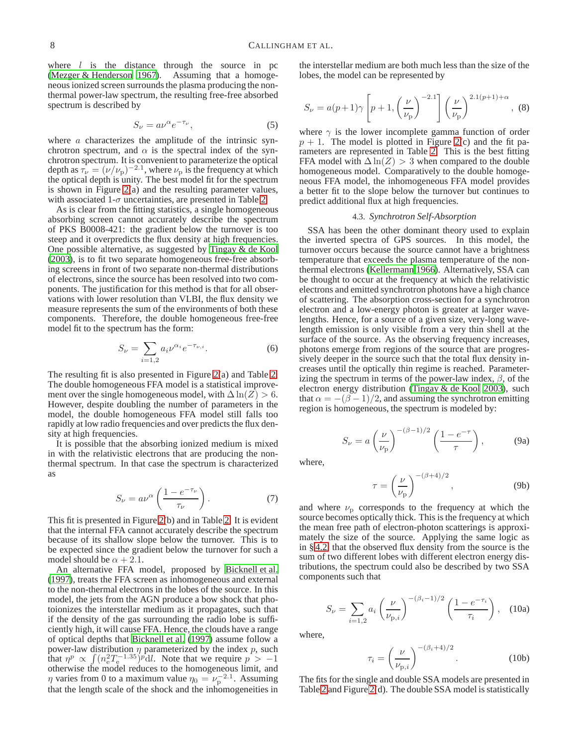where $l$ is the distance through the source in pc (Mezger & Henderson 1967). Assuming that a homogeneous ionized screen surrounds the plasma producing the non-thermal power-law spectrum, the resulting free-free absorbed spectrum is described by

$$S_\nu = a\nu^\alpha e^{-\tau_\nu}, \tag{5}$$

where $a$ characterizes the amplitude of the intrinsic synchrotron spectrum, and $\alpha$ is the spectral index of the synchrotron spectrum. It is convenient to parameterize the optical depth as $\tau_\nu = (\nu/\nu_\mathrm{p})^{-2.1}$, where $\nu_\mathrm{p}$ is the frequency at which the optical depth is unity. The best model fit for the spectrum is shown in Figure 2(a) and the resulting parameter values, with associated 1-$\sigma$ uncertainties, are presented in Table 2.

As is clear from the fitting statistics, a single homogeneous absorbing screen cannot accurately describe the spectrum of PKS B0008-421: the gradient below the turnover is too steep and it overpredicts the flux density at high frequencies. One possible alternative, as suggested by Tingay & de Kool (2003), is to fit two separate homogeneous free-free absorbing screens in front of two separate non-thermal distributions of electrons, since the source has been resolved into two components. The justification for this method is that for all observations with lower resolution than VLBI, the flux density we measure represents the sum of the environments of both these components. Therefore, the double homogeneous free-free model fit to the spectrum has the form:

$$S_\nu = \sum_{i=1,2} a_i \nu^{\alpha_i} e^{-\tau_{\nu,i}}. \tag{6}$$

The resulting fit is also presented in Figure 2(a) and Table 2. The double homogeneous FFA model is a statistical improvement over the single homogeneous model, with $\Delta \ln(Z) > 6$. However, despite doubling the number of parameters in the model, the double homogeneous FFA model still falls too rapidly at low radio frequencies and over predicts the flux density at high frequencies.

It is possible that the absorbing ionized medium is mixed in with the relativistic electrons that are producing the non-thermal spectrum. In that case the spectrum is characterized as

$$S_\nu = a\nu^\alpha \left( \frac{1 - e^{-\tau_\nu}}{\tau_\nu} \right). \tag{7}$$

This fit is presented in Figure 2(b) and in Table 2. It is evident that the internal FFA cannot accurately describe the spectrum because of its shallow slope below the turnover. This is to be expected since the gradient below the turnover for such a model should be $\alpha + 2.1$.

An alternative FFA model, proposed by Bicknell et al. (1997), treats the FFA screen as inhomogeneous and external to the non-thermal electrons in the lobes of the source. In this model, the jets from the AGN produce a bow shock that photoionizes the interstellar medium as it propagates, such that if the density of the gas surrounding the radio lobe is sufficiently high, it will cause FFA. Hence, the clouds have a range of optical depths that Bicknell et al. (1997) assume follow a power-law distribution $\eta$ parameterized by the index $p$, such that $\eta^p \propto \int (n_\mathrm{e}^2 T_\mathrm{e}^{-1.35})^p \mathrm{d}l$. Note that we require $p > -1$ otherwise the model reduces to the homogeneous limit, and $\eta$ varies from 0 to a maximum value $\eta_0 = \nu_\mathrm{p}^{-2.1}$. Assuming that the length scale of the shock and the inhomogeneities in the interstellar medium are both much less than the size of the lobes, the model can be represented by

$$S_\nu = a(p+1)\gamma \left[ p+1, \left( \frac{\nu}{\nu_\mathrm{p}} \right)^{-2.1} \right] \left( \frac{\nu}{\nu_\mathrm{p}} \right)^{2.1(p+1)+\alpha}, \tag{8}$$

where $\gamma$ is the lower incomplete gamma function of order $p+1$. The model is plotted in Figure 2(c) and the fit parameters are represented in Table 2. This is the best fitting FFA model with $\Delta \ln(Z) > 3$ when compared to the double homogeneous FFA model. Comparatively to the double homogeneous FFA model, the inhomogeneous FFA model provides a better fit to the slope below the turnover but continues to predict additional flux at high frequencies.

### 4.3. *Synchrotron Self-Absorption*

SSA has been the other dominant theory used to explain the inverted spectra of GPS sources. In this model, the turnover occurs because the source cannot have a brightness temperature that exceeds the plasma temperature of the non-thermal electrons (Kellermann 1966). Alternatively, SSA can be thought to occur at the frequency at which the relativistic electrons and emitted synchrotron photons have a high chance of scattering. The absorption cross-section for a synchrotron electron and a low-energy photon is greater at larger wavelengths. Hence, for a source of a given size, very-long wavelength emission is only visible from a very thin shell at the surface of the source. As the observing frequency increases, photons emerge from regions of the source that are progressively deeper in the source such that the total flux density increases until the optically thin regime is reached. Parameterizing the spectrum in terms of the power-law index, $\beta$, of the electron energy distribution (Tingay & de Kool 2003), such that $\alpha = -(\beta - 1)/2$, and assuming the synchrotron emitting region is homogeneous, the spectrum is modeled by:

$$S_\nu = a \left( \frac{\nu}{\nu_\mathrm{p}} \right)^{-(\beta-1)/2} \left( \frac{1 - e^{-\tau}}{\tau} \right), \tag{9a}$$

where,

$$\tau = \left( \frac{\nu}{\nu_\mathrm{p}} \right)^{-(\beta+4)/2}, \tag{9b}$$

and where $\nu_\mathrm{p}$ corresponds to the frequency at which the source becomes optically thick. This is the frequency at which the mean free path of electron-photon scatterings is approximately the size of the source. Applying the same logic as in §4.2, that the observed flux density from the source is the sum of two different lobes with different electron energy distributions, the spectrum could also be described by two SSA components such that

$$S_\nu = \sum_{i=1,2} a_i \left( \frac{\nu}{\nu_{\mathrm{p},i}} \right)^{-(\beta_i-1)/2} \left( \frac{1 - e^{-\tau_i}}{\tau_i} \right), \tag{10a}$$

where,

$$\tau_i = \left( \frac{\nu}{\nu_{\mathrm{p},i}} \right)^{-(\beta_i+4)/2}. \tag{10b}$$

The fits for the single and double SSA models are presented in Table 2 and Figure 2(d). The double SSA model is statistically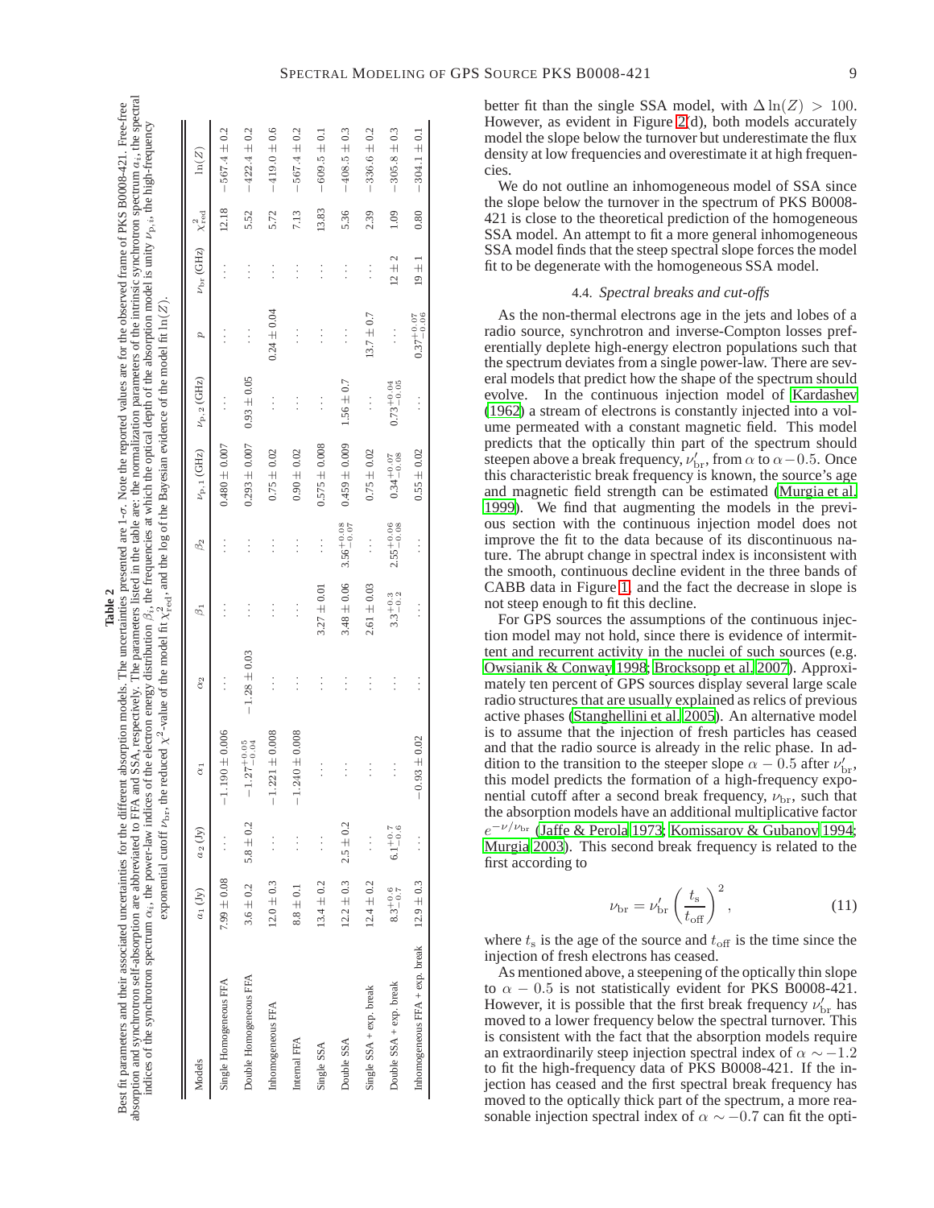**Table 2**

Best fit parameters and their associated uncertainties for the different absorption models. The uncertainties presented are 1-$\sigma$. Note the reported values are for the observed frame of PKS B0008-421. Free-free absorption and synchrotron self-absorption are abbreviated to FFA and SSA, respectively. The parameters listed in the table are: the normalization parameters of the intrinsic synchrotron spectrum $a_i$, the spectral indices of the synchrotron spectrum $\alpha_i$, the power-law indices of the electron energy distribution $\beta_i$, the frequencies at which the optical depth of the absorption model is unity $\nu_{p,i}$, the high-frequency exponential cutoff $\nu_{br}$, the reduced $\chi^2$-value of the model fit $\chi^2_{red}$, and the log of the Bayesian evidence of the model fit $\ln(Z)$.

| Models | $a_1$ (Jy) | $a_2$ (Jy) | $\alpha_1$ | $\alpha_2$ | $\beta_1$ | $\beta_2$ | $\nu_{p,1}$ (GHz) | $\nu_{p,2}$ (GHz) | $p$ | $\nu_{br}$ (GHz) | $\chi^2_{red}$ | $\ln(Z)$ |
|---|---|---|---|---|---|---|---|---|---|---|---|---|
| Single Homogeneous FFA | $7.99 \pm 0.08$ | ... | $-1.190 \pm 0.006$ | ... | ... | ... | $0.480 \pm 0.007$ | ... | ... | ... | 12.18 | $-567.4 \pm 0.2$ |
| Double Homogeneous FFA | $3.6 \pm 0.2$ | $5.8 \pm 0.2$ | $-1.27^{+0.05}_{-0.04}$ | $-1.28 \pm 0.03$ | ... | ... | $0.293 \pm 0.007$ | $0.93 \pm 0.05$ | ... | ... | 5.52 | $-422.4 \pm 0.2$ |
| Inhomogeneous FFA | $12.0 \pm 0.3$ | ... | $-1.221 \pm 0.008$ | ... | ... | ... | $0.75 \pm 0.02$ | ... | $0.24 \pm 0.04$ | ... | 5.72 | $-419.0 \pm 0.6$ |
| Internal FFA | $8.8 \pm 0.1$ | ... | $-1.240 \pm 0.008$ | ... | ... | ... | $0.90 \pm 0.02$ | ... | ... | ... | 7.13 | $-567.4 \pm 0.2$ |
| Single SSA | $13.4 \pm 0.2$ | ... | ... | ... | $3.27 \pm 0.01$ | ... | $0.575 \pm 0.008$ | ... | ... | ... | 13.83 | $-609.5 \pm 0.1$ |
| Double SSA | $12.2 \pm 0.3$ | $2.5 \pm 0.2$ | ... | ... | $3.48 \pm 0.06$ | $3.56^{+0.08}_{-0.07}$ | $0.459 \pm 0.009$ | $1.56 \pm 0.7$ | ... | ... | 5.36 | $-408.5 \pm 0.3$ |
| Single SSA + exp. break | $12.4 \pm 0.2$ | ... | ... | ... | $2.61 \pm 0.03$ | ... | $0.75 \pm 0.02$ | ... | $13.7 \pm 0.7$ | ... | 2.39 | $-336.6 \pm 0.2$ |
| Double SSA + exp. break | $8.3^{+0.6}_{-0.7}$ | $6.1^{+0.7}_{-0.6}$ | ... | ... | $3.3^{+0.3}_{-0.2}$ | $2.55^{+0.06}_{-0.08}$ | $0.34^{+0.07}_{-0.08}$ | $0.73^{+0.04}_{-0.05}$ | ... | $12 \pm 2$ | 1.09 | $-305.8 \pm 0.3$ |
| Inhomogeneous FFA + exp. break | $12.9 \pm 0.3$ | ... | $-0.93 \pm 0.02$ | ... | ... | ... | $0.55 \pm 0.02$ | ... | $0.37^{+0.07}_{-0.06}$ | $19 \pm 1$ | 0.80 | $-304.1 \pm 0.1$ |

better fit than the single SSA model, with $\Delta \ln(Z) > 100$. However, as evident in Figure 2(d), both models accurately model the slope below the turnover but underestimate the flux density at low frequencies and overestimate it at high frequencies.

We do not outline an inhomogeneous model of SSA since the slope below the turnover in the spectrum of PKS B0008-421 is close to the theoretical prediction of the homogeneous SSA model. An attempt to fit a more general inhomogeneous SSA model finds that the steep spectral slope forces the model fit to be degenerate with the homogeneous SSA model.

### 4.4. *Spectral breaks and cut-offs*

As the non-thermal electrons age in the jets and lobes of a radio source, synchrotron and inverse-Compton losses preferentially deplete high-energy electron populations such that the spectrum deviates from a single power-law. There are several models that predict how the shape of the spectrum should evolve. In the continuous injection model of Kardashev (1962) a stream of electrons is constantly injected into a volume permeated with a constant magnetic field. This model predicts that the optically thin part of the spectrum should steepen above a break frequency, $\nu'_{\rm br}$, from $\alpha$ to $\alpha - 0.5$. Once this characteristic break frequency is known, the source's age and magnetic field strength can be estimated (Murgia et al. 1999). We find that augmenting the models in the previous section with the continuous injection model does not improve the fit to the data because of its discontinuous nature. The abrupt change in spectral index is inconsistent with the smooth, continuous decline evident in the three bands of CABB data in Figure 1, and the fact the decrease in slope is not steep enough to fit this decline.

For GPS sources the assumptions of the continuous injection model may not hold, since there is evidence of intermittent and recurrent activity in the nuclei of such sources (e.g. Owsianik & Conway 1998; Brocksopp et al. 2007). Approximately ten percent of GPS sources display several large scale radio structures that are usually explained as relics of previous active phases (Stanghellini et al. 2005). An alternative model is to assume that the injection of fresh particles has ceased and that the radio source is already in the relic phase. In addition to the transition to the steeper slope $\alpha - 0.5$ after $\nu'_{\rm br}$, this model predicts the formation of a high-frequency exponential cutoff after a second break frequency, $\nu_{\rm br}$, such that the absorption models have an additional multiplicative factor $e^{-\nu/\nu_{\rm br}}$ (Jaffe & Perola 1973; Komissarov & Gubanov 1994; Murgia 2003). This second break frequency is related to the first according to

$$\nu_{\rm br} = \nu'_{\rm br} \left( \frac{t_{\rm s}}{t_{\rm off}} \right)^2 , \tag{11}$$

where $t_{\rm s}$ is the age of the source and $t_{\rm off}$ is the time since the injection of fresh electrons has ceased.

As mentioned above, a steepening of the optically thin slope to $\alpha - 0.5$ is not statistically evident for PKS B0008-421. However, it is possible that the first break frequency $\nu'_{\rm br}$ has moved to a lower frequency below the spectral turnover. This is consistent with the fact that the absorption models require an extraordinarily steep injection spectral index of $\alpha \sim -1.2$ to fit the high-frequency data of PKS B0008-421. If the injection has ceased and the first spectral break frequency has moved to the optically thick part of the spectrum, a more reasonable injection spectral index of $\alpha \sim -0.7$ can fit the opti-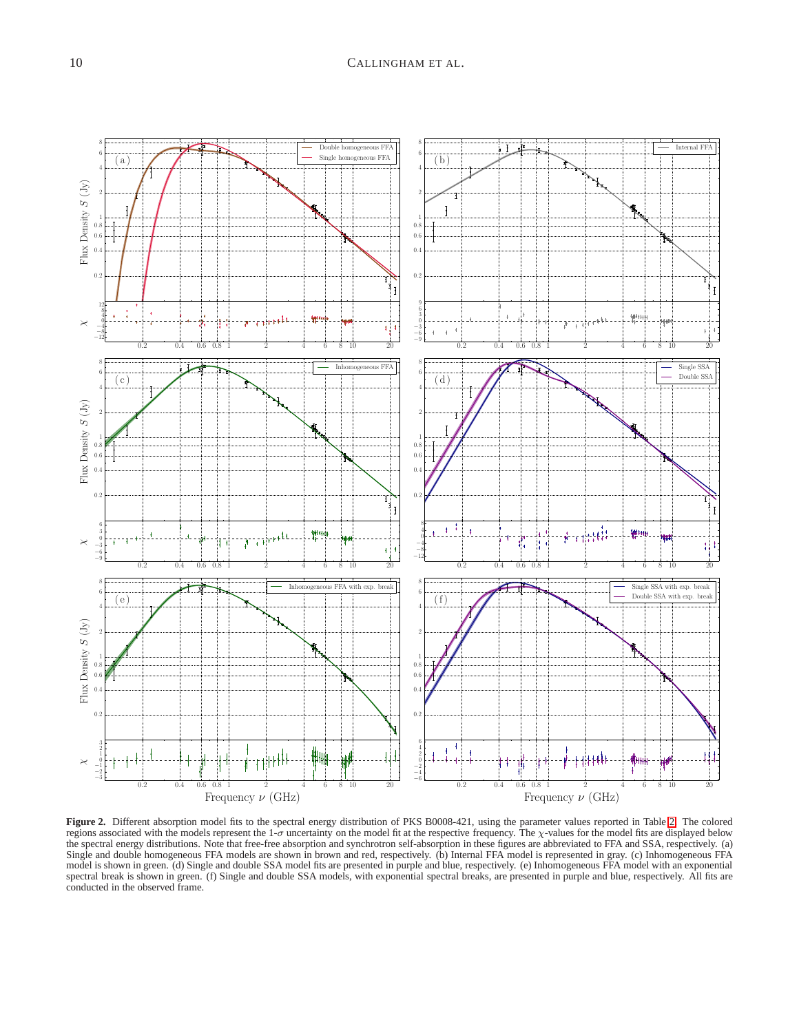**Figure 2.** Different absorption model fits to the spectral energy distribution of PKS B0008-421, using the parameter values reported in Table 2. The colored regions associated with the models represent the 1-$\sigma$ uncertainty on the model fit at the respective frequency. The $\chi$-values for the model fits are displayed below the spectral energy distributions. Note that free-free absorption and synchrotron self-absorption in these figures are abbreviated to FFA and SSA, respectively. (a) Single and double homogeneous FFA models are shown in brown and red, respectively. (b) Internal FFA model is represented in gray. (c) Inhomogeneous FFA model is shown in green. (d) Single and double SSA model fits are presented in purple and blue, respectively. (e) Inhomogeneous FFA model with an exponential spectral break is shown in green. (f) Single and double SSA models, with exponential spectral breaks, are presented in purple and blue, respectively. All fits are conducted in the observed frame.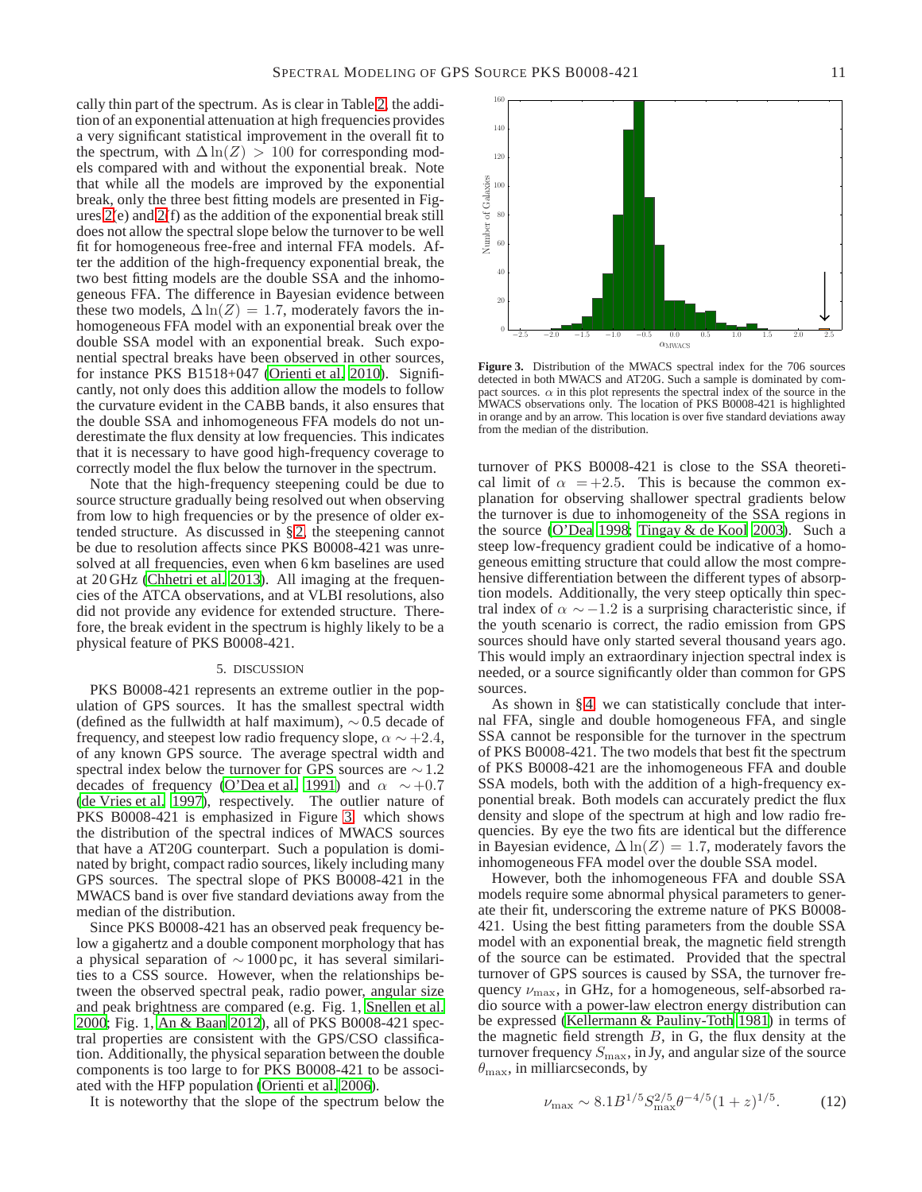cally thin part of the spectrum. As is clear in Table 2, the addition of an exponential attenuation at high frequencies provides a very significant statistical improvement in the overall fit to the spectrum, with $\Delta \ln(Z) > 100$ for corresponding models compared with and without the exponential break. Note that while all the models are improved by the exponential break, only the three best fitting models are presented in Figures 2(e) and 2(f) as the addition of the exponential break still does not allow the spectral slope below the turnover to be well fit for homogeneous free-free and internal FFA models. After the addition of the high-frequency exponential break, the two best fitting models are the double SSA and the inhomogeneous FFA. The difference in Bayesian evidence between these two models, $\Delta \ln(Z) = 1.7$, moderately favors the inhomogeneous FFA model with an exponential break over the double SSA model with an exponential break. Such exponential spectral breaks have been observed in other sources, for instance PKS B1518+047 (Orienti et al. 2010). Significantly, not only does this addition allow the models to follow the curvature evident in the CABB bands, it also ensures that the double SSA and inhomogeneous FFA models do not underestimate the flux density at low frequencies. This indicates that it is necessary to have good high-frequency coverage to correctly model the flux below the turnover in the spectrum.

Note that the high-frequency steepening could be due to source structure gradually being resolved out when observing from low to high frequencies or by the presence of older extended structure. As discussed in §2, the steepening cannot be due to resolution affects since PKS B0008-421 was unresolved at all frequencies, even when 6 km baselines are used at 20 GHz (Chhetri et al. 2013). All imaging at the frequencies of the ATCA observations, and at VLBI resolutions, also did not provide any evidence for extended structure. Therefore, the break evident in the spectrum is highly likely to be a physical feature of PKS B0008-421.

## 5. DISCUSSION

PKS B0008-421 represents an extreme outlier in the population of GPS sources. It has the smallest spectral width (defined as the fullwidth at half maximum), $\sim 0.5$ decade of frequency, and steepest low radio frequency slope, $\alpha \sim +2.4$, of any known GPS source. The average spectral width and spectral index below the turnover for GPS sources are $\sim 1.2$ decades of frequency (O'Dea et al. 1991) and $\alpha \sim +0.7$ (de Vries et al. 1997), respectively. The outlier nature of PKS B0008-421 is emphasized in Figure 3, which shows the distribution of the spectral indices of MWACS sources that have a AT20G counterpart. Such a population is dominated by bright, compact radio sources, likely including many GPS sources. The spectral slope of PKS B0008-421 in the MWACS band is over five standard deviations away from the median of the distribution.

**Figure 3.** Distribution of the MWACS spectral index for the 706 sources detected in both MWACS and AT20G. Such a sample is dominated by compact sources. $\alpha$ in this plot represents the spectral index of the source in the MWACS observations only. The location of PKS B0008-421 is highlighted in orange and by an arrow. This location is over five standard deviations away from the median of the distribution.

Since PKS B0008-421 has an observed peak frequency below a gigahertz and a double component morphology that has a physical separation of $\sim 1000$ pc, it has several similarities to a CSS source. However, when the relationships between the observed spectral peak, radio power, angular size and peak brightness are compared (e.g. Fig. 1, Snellen et al. 2000; Fig. 1, An & Baan 2012), all of PKS B0008-421 spectral properties are consistent with the GPS/CSO classification. Additionally, the physical separation between the double components is too large to for PKS B0008-421 to be associated with the HFP population (Orienti et al. 2006).

It is noteworthy that the slope of the spectrum below the turnover of PKS B0008-421 is close to the SSA theoretical limit of $\alpha = +2.5$. This is because the common explanation for observing shallower spectral gradients below the turnover is due to inhomogeneity of the SSA regions in the source (O'Dea 1998; Tingay & de Kool 2003). Such a steep low-frequency gradient could be indicative of a homogeneous emitting structure that could allow the most comprehensive differentiation between the different types of absorption models. Additionally, the very steep optically thin spectral index of $\alpha \sim -1.2$ is a surprising characteristic since, if the youth scenario is correct, the radio emission from GPS sources should have only started several thousand years ago. This would imply an extraordinary injection spectral index is needed, or a source significantly older than common for GPS sources.

As shown in §4, we can statistically conclude that internal FFA, single and double homogeneous FFA, and single SSA cannot be responsible for the turnover in the spectrum of PKS B0008-421. The two models that best fit the spectrum of PKS B0008-421 are the inhomogeneous FFA and double SSA models, both with the addition of a high-frequency exponential break. Both models can accurately predict the flux density and slope of the spectrum at high and low radio frequencies. By eye the two fits are identical but the difference in Bayesian evidence, $\Delta \ln(Z) = 1.7$, moderately favors the inhomogeneous FFA model over the double SSA model.

However, both the inhomogeneous FFA and double SSA models require some abnormal physical parameters to generate their fit, underscoring the extreme nature of PKS B0008-421. Using the best fitting parameters from the double SSA model with an exponential break, the magnetic field strength of the source can be estimated. Provided that the spectral turnover of GPS sources is caused by SSA, the turnover frequency $\nu_{\rm max}$, in GHz, for a homogeneous, self-absorbed radio source with a power-law electron energy distribution can be expressed (Kellermann & Pauliny-Toth 1981) in terms of the magnetic field strength $B$, in G, the flux density at the turnover frequency $S_{\rm max}$, in Jy, and angular size of the source $\theta_{\rm max}$, in milliarcseconds, by

$$\nu_{\rm max} \sim 8.1 B^{1/5} S_{\rm max}^{2/5} \theta^{-4/5} (1+z)^{1/5}. \qquad (12)$$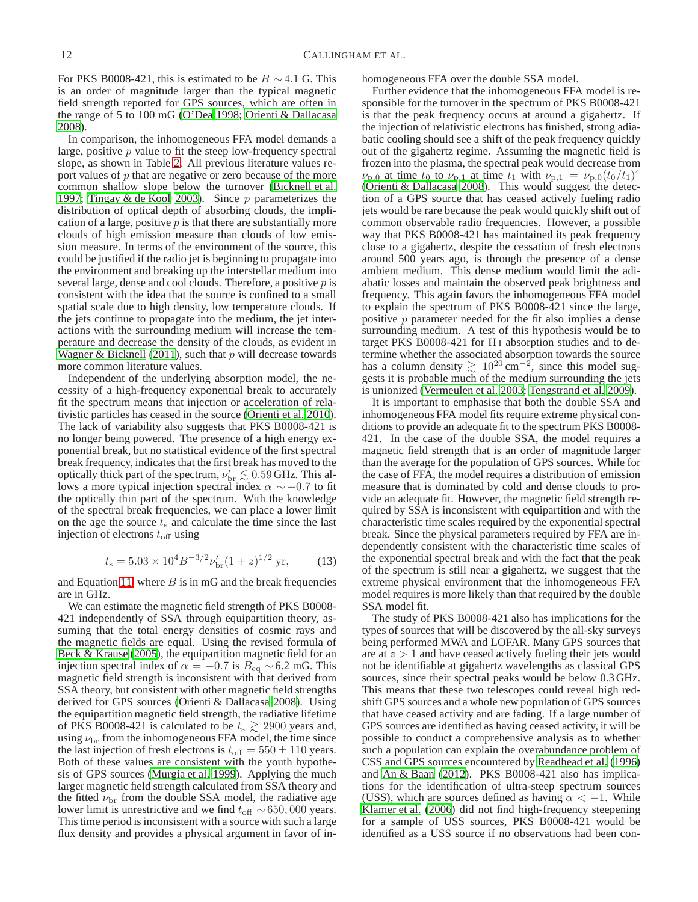For PKS B0008-421, this is estimated to be $B \sim 4.1$ G. This is an order of magnitude larger than the typical magnetic field strength reported for GPS sources, which are often in the range of 5 to 100 mG (O'Dea 1998; Orienti & Dallacasa 2008).

In comparison, the inhomogeneous FFA model demands a large, positive $p$ value to fit the steep low-frequency spectral slope, as shown in Table 2. All previous literature values report values of $p$ that are negative or zero because of the more common shallow slope below the turnover (Bicknell et al. 1997; Tingay & de Kool 2003). Since $p$ parameterizes the distribution of optical depth of absorbing clouds, the implication of a large, positive $p$ is that there are substantially more clouds of high emission measure than clouds of low emission measure. In terms of the environment of the source, this could be justified if the radio jet is beginning to propagate into the environment and breaking up the interstellar medium into several large, dense and cool clouds. Therefore, a positive $p$ is consistent with the idea that the source is confined to a small spatial scale due to high density, low temperature clouds. If the jets continue to propagate into the medium, the jet interactions with the surrounding medium will increase the temperature and decrease the density of the clouds, as evident in Wagner & Bicknell (2011), such that $p$ will decrease towards more common literature values.

Independent of the underlying absorption model, the necessity of a high-frequency exponential break to accurately fit the spectrum means that injection or acceleration of relativistic particles has ceased in the source (Orienti et al. 2010). The lack of variability also suggests that PKS B0008-421 is no longer being powered. The presence of a high energy exponential break, but no statistical evidence of the first spectral break frequency, indicates that the first break has moved to the optically thick part of the spectrum, $\nu'_{\rm br} \lesssim 0.59$ GHz. This allows a more typical injection spectral index $\alpha \sim -0.7$ to fit the optically thin part of the spectrum. With the knowledge of the spectral break frequencies, we can place a lower limit on the age the source $t_{\rm s}$ and calculate the time since the last injection of electrons $t_{\rm off}$ using

$$t_{\rm s} = 5.03 \times 10^4 B^{-3/2} \nu'_{\rm br} (1+z)^{1/2} \text{ yr}, \qquad (13)$$

and Equation 11, where $B$ is in mG and the break frequencies are in GHz.

We can estimate the magnetic field strength of PKS B0008-421 independently of SSA through equipartition theory, assuming that the total energy densities of cosmic rays and the magnetic fields are equal. Using the revised formula of Beck & Krause (2005), the equipartition magnetic field for an injection spectral index of $\alpha = -0.7$ is $B_{\rm eq} \sim 6.2$ mG. This magnetic field strength is inconsistent with that derived from SSA theory, but consistent with other magnetic field strengths derived for GPS sources (Orienti & Dallacasa 2008). Using the equipartition magnetic field strength, the radiative lifetime of PKS B0008-421 is calculated to be $t_{\rm s} \gtrsim 2900$ years and, using $\nu_{\rm br}$ from the inhomogeneous FFA model, the time since the last injection of fresh electrons is $t_{\rm off} = 550 \pm 110$ years. Both of these values are consistent with the youth hypothesis of GPS sources (Murgia et al. 1999). Applying the much larger magnetic field strength calculated from SSA theory and the fitted $\nu_{\rm br}$ from the double SSA model, the radiative age lower limit is unrestrictive and we find $t_{\rm off} \sim 650,000$ years. This time period is inconsistent with a source with such a large flux density and provides a physical argument in favor of inhomogeneous FFA over the double SSA model.

Further evidence that the inhomogeneous FFA model is responsible for the turnover in the spectrum of PKS B0008-421 is that the peak frequency occurs at around a gigahertz. If the injection of relativistic electrons has finished, strong adiabatic cooling should see a shift of the peak frequency quickly out of the gigahertz regime. Assuming the magnetic field is frozen into the plasma, the spectral peak would decrease from $\nu_{\rm p,0}$ at time $t_0$ to $\nu_{\rm p,1}$ at time $t_1$ with $\nu_{\rm p,1} = \nu_{\rm p,0}(t_0/t_1)^4$ (Orienti & Dallacasa 2008). This would suggest the detection of a GPS source that has ceased actively fueling radio jets would be rare because the peak would quickly shift out of common observable radio frequencies. However, a possible way that PKS B0008-421 has maintained its peak frequency close to a gigahertz, despite the cessation of fresh electrons around 500 years ago, is through the presence of a dense ambient medium. This dense medium would limit the adiabatic losses and maintain the observed peak brightness and frequency. This again favors the inhomogeneous FFA model to explain the spectrum of PKS B0008-421 since the large, positive $p$ parameter needed for the fit also implies a dense surrounding medium. A test of this hypothesis would be to target PKS B0008-421 for H I absorption studies and to determine whether the associated absorption towards the source has a column density $\gtrsim 10^{20}\,{\rm cm}^{-2}$, since this model suggests it is probable much of the medium surrounding the jets is unionized (Vermeulen et al. 2003; Tengstrand et al. 2009).

It is important to emphasise that both the double SSA and inhomogeneous FFA model fits require extreme physical conditions to provide an adequate fit to the spectrum PKS B0008-421. In the case of the double SSA, the model requires a magnetic field strength that is an order of magnitude larger than the average for the population of GPS sources. While for the case of FFA, the model requires a distribution of emission measure that is dominated by cold and dense clouds to provide an adequate fit. However, the magnetic field strength required by SSA is inconsistent with equipartition and with the characteristic time scales required by the exponential spectral break. Since the physical parameters required by FFA are independently consistent with the characteristic time scales of the exponential spectral break and with the fact that the peak of the spectrum is still near a gigahertz, we suggest that the extreme physical environment that the inhomogeneous FFA model requires is more likely than that required by the double SSA model fit.

The study of PKS B0008-421 also has implications for the types of sources that will be discovered by the all-sky surveys being performed MWA and LOFAR. Many GPS sources that are at $z > 1$ and have ceased actively fueling their jets would not be identifiable at gigahertz wavelengths as classical GPS sources, since their spectral peaks would be below 0.3 GHz. This means that these two telescopes could reveal high redshift GPS sources and a whole new population of GPS sources that have ceased activity and are fading. If a large number of GPS sources are identified as having ceased activity, it will be possible to conduct a comprehensive analysis as to whether such a population can explain the overabundance problem of CSS and GPS sources encountered by Readhead et al. (1996) and An & Baan (2012). PKS B0008-421 also has implications for the identification of ultra-steep spectrum sources (USS), which are sources defined as having $\alpha < -1$. While Klamer et al. (2006) did not find high-frequency steepening for a sample of USS sources, PKS B0008-421 would be identified as a USS source if no observations had been con-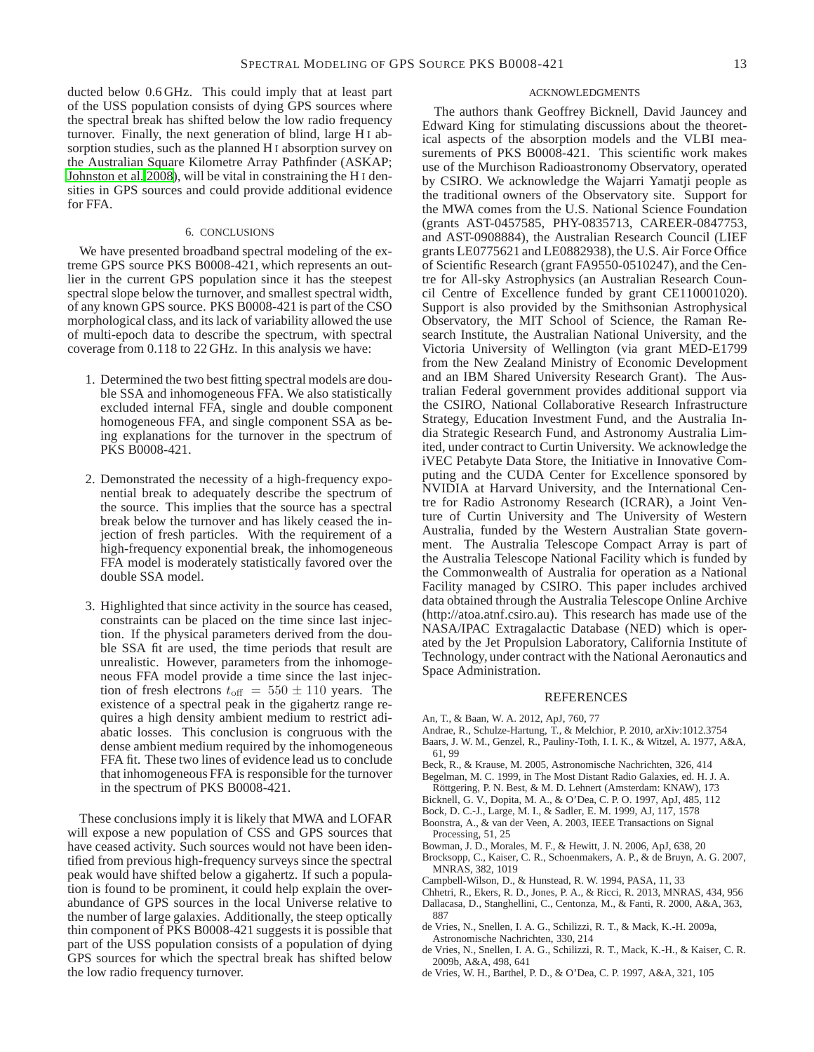ducted below 0.6 GHz. This could imply that at least part of the USS population consists of dying GPS sources where the spectral break has shifted below the low radio frequency turnover. Finally, the next generation of blind, large H I absorption studies, such as the planned H I absorption survey on the Australian Square Kilometre Array Pathfinder (ASKAP; Johnston et al. 2008), will be vital in constraining the H I densities in GPS sources and could provide additional evidence for FFA.

## 6. CONCLUSIONS

We have presented broadband spectral modeling of the extreme GPS source PKS B0008-421, which represents an outlier in the current GPS population since it has the steepest spectral slope below the turnover, and smallest spectral width, of any known GPS source. PKS B0008-421 is part of the CSO morphological class, and its lack of variability allowed the use of multi-epoch data to describe the spectrum, with spectral coverage from 0.118 to 22 GHz. In this analysis we have:

1. Determined the two best fitting spectral models are double SSA and inhomogeneous FFA. We also statistically excluded internal FFA, single and double component homogeneous FFA, and single component SSA as being explanations for the turnover in the spectrum of PKS B0008-421.
2. Demonstrated the necessity of a high-frequency exponential break to adequately describe the spectrum of the source. This implies that the source has a spectral break below the turnover and has likely ceased the injection of fresh particles. With the requirement of a high-frequency exponential break, the inhomogeneous FFA model is moderately statistically favored over the double SSA model.
3. Highlighted that since activity in the source has ceased, constraints can be placed on the time since last injection. If the physical parameters derived from the double SSA fit are used, the time periods that result are unrealistic. However, parameters from the inhomogeneous FFA model provide a time since the last injection of fresh electrons $t_{\rm off} = 550 \pm 110$ years. The existence of a spectral peak in the gigahertz range requires a high density ambient medium to restrict adiabatic losses. This conclusion is congruous with the dense ambient medium required by the inhomogeneous FFA fit. These two lines of evidence lead us to conclude that inhomogeneous FFA is responsible for the turnover in the spectrum of PKS B0008-421.

These conclusions imply it is likely that MWA and LOFAR will expose a new population of CSS and GPS sources that have ceased activity. Such sources would not have been identified from previous high-frequency surveys since the spectral peak would have shifted below a gigahertz. If such a population is found to be prominent, it could help explain the overabundance of GPS sources in the local Universe relative to the number of large galaxies. Additionally, the steep optically thin component of PKS B0008-421 suggests it is possible that part of the USS population consists of a population of dying GPS sources for which the spectral break has shifted below the low radio frequency turnover.

## ACKNOWLEDGMENTS

The authors thank Geoffrey Bicknell, David Jauncey and Edward King for stimulating discussions about the theoretical aspects of the absorption models and the VLBI measurements of PKS B0008-421. This scientific work makes use of the Murchison Radioastronomy Observatory, operated by CSIRO. We acknowledge the Wajarri Yamatji people as the traditional owners of the Observatory site. Support for the MWA comes from the U.S. National Science Foundation (grants AST-0457585, PHY-0835713, CAREER-0847753, and AST-0908884), the Australian Research Council (LIEF grants LE0775621 and LE0882938), the U.S. Air Force Office of Scientific Research (grant FA9550-0510247), and the Centre for All-sky Astrophysics (an Australian Research Council Centre of Excellence funded by grant CE110001020). Support is also provided by the Smithsonian Astrophysical Observatory, the MIT School of Science, the Raman Research Institute, the Australian National University, and the Victoria University of Wellington (via grant MED-E1799 from the New Zealand Ministry of Economic Development and an IBM Shared University Research Grant). The Australian Federal government provides additional support via the CSIRO, National Collaborative Research Infrastructure Strategy, Education Investment Fund, and the Australia India Strategic Research Fund, and Astronomy Australia Limited, under contract to Curtin University. We acknowledge the iVEC Petabyte Data Store, the Initiative in Innovative Computing and the CUDA Center for Excellence sponsored by NVIDIA at Harvard University, and the International Centre for Radio Astronomy Research (ICRAR), a Joint Venture of Curtin University and The University of Western Australia, funded by the Western Australian State government. The Australia Telescope Compact Array is part of the Australia Telescope National Facility which is funded by the Commonwealth of Australia for operation as a National Facility managed by CSIRO. This paper includes archived data obtained through the Australia Telescope Online Archive (http://atoa.atnf.csiro.au). This research has made use of the NASA/IPAC Extragalactic Database (NED) which is operated by the Jet Propulsion Laboratory, California Institute of Technology, under contract with the National Aeronautics and Space Administration.

## REFERENCES

An, T., & Baan, W. A. 2012, ApJ, 760, 77
Andrae, R., Schulze-Hartung, T., & Melchior, P. 2010, arXiv:1012.3754
Baars, J. W. M., Genzel, R., Pauliny-Toth, I. I. K., & Witzel, A. 1977, A&A, 61, 99
Beck, R., & Krause, M. 2005, Astronomische Nachrichten, 326, 414
Begelman, M. C. 1999, in The Most Distant Radio Galaxies, ed. H. J. A. Röttgering, P. N. Best, & M. D. Lehnert (Amsterdam: KNAW), 173
Bicknell, G. V., Dopita, M. A., & O'Dea, C. P. O. 1997, ApJ, 485, 112
Bock, D. C.-J., Large, M. I., & Sadler, E. M. 1999, AJ, 117, 1578
Boonstra, A., & van der Veen, A. 2003, IEEE Transactions on Signal Processing, 51, 25
Bowman, J. D., Morales, M. F., & Hewitt, J. N. 2006, ApJ, 638, 20
Brocksopp, C., Kaiser, C. R., Schoenmakers, A. P., & de Bruyn, A. G. 2007, MNRAS, 382, 1019
Campbell-Wilson, D., & Hunstead, R. W. 1994, PASA, 11, 33
Chhetri, R., Ekers, R. D., Jones, P. A., & Ricci, R. 2013, MNRAS, 434, 956
Dallacasa, D., Stanghellini, C., Centonza, M., & Fanti, R. 2000, A&A, 363, 887
de Vries, N., Snellen, I. A. G., Schilizzi, R. T., & Mack, K.-H. 2009a, Astronomische Nachrichten, 330, 214
de Vries, N., Snellen, I. A. G., Schilizzi, R. T., Mack, K.-H., & Kaiser, C. R. 2009b, A&A, 498, 641
de Vries, W. H., Barthel, P. D., & O'Dea, C. P. 1997, A&A, 321, 105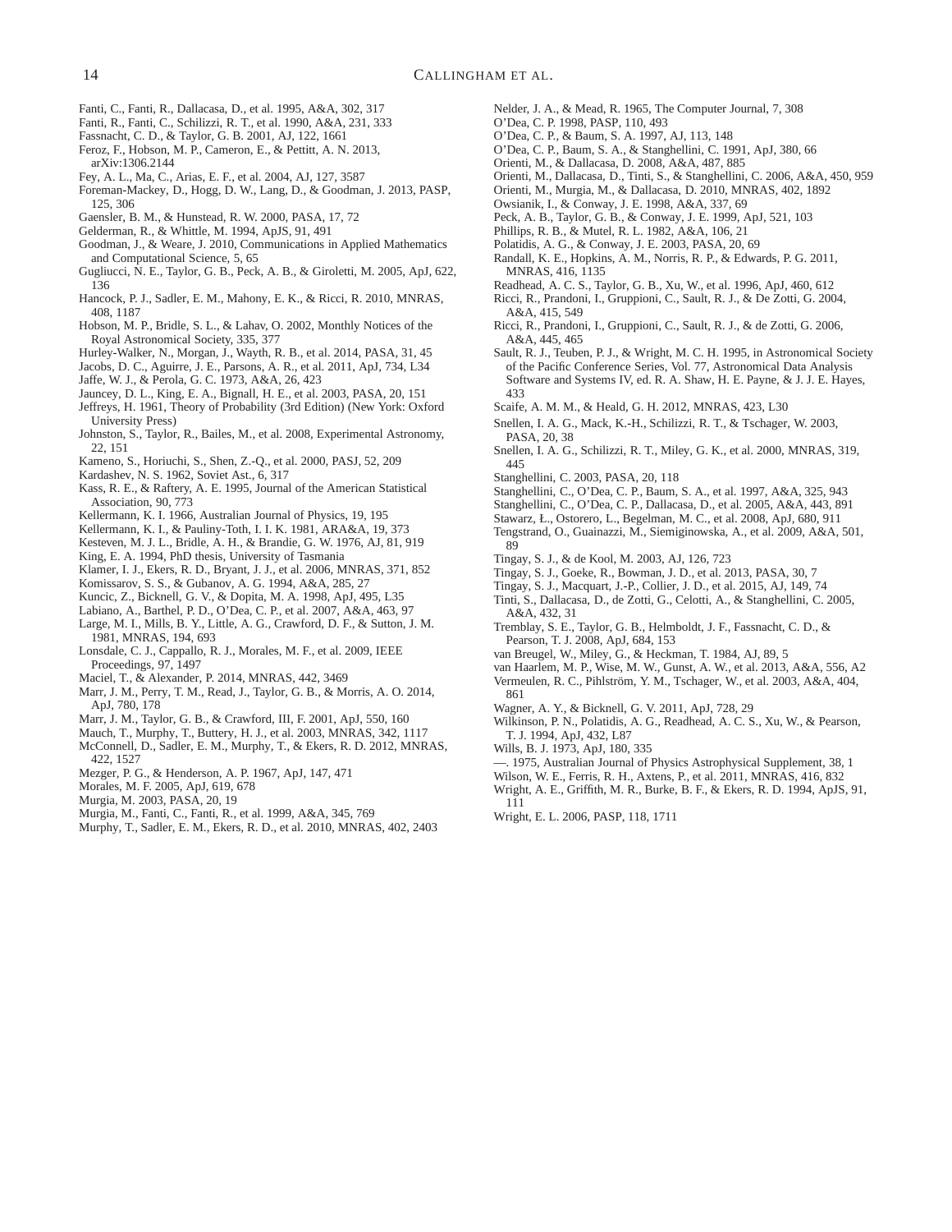Fanti, C., Fanti, R., Dallacasa, D., et al. 1995, A&A, 302, 317
Fanti, R., Fanti, C., Schilizzi, R. T., et al. 1990, A&A, 231, 333
Fassnacht, C. D., & Taylor, G. B. 2001, AJ, 122, 1661
Feroz, F., Hobson, M. P., Cameron, E., & Pettitt, A. N. 2013, arXiv:1306.2144
Fey, A. L., Ma, C., Arias, E. F., et al. 2004, AJ, 127, 3587
Foreman-Mackey, D., Hogg, D. W., Lang, D., & Goodman, J. 2013, PASP, 125, 306
Gaensler, B. M., & Hunstead, R. W. 2000, PASA, 17, 72
Gelderman, R., & Whittle, M. 1994, ApJS, 91, 491
Goodman, J., & Weare, J. 2010, Communications in Applied Mathematics and Computational Science, 5, 65
Gugliucci, N. E., Taylor, G. B., Peck, A. B., & Giroletti, M. 2005, ApJ, 622, 136
Hancock, P. J., Sadler, E. M., Mahony, E. K., & Ricci, R. 2010, MNRAS, 408, 1187
Hobson, M. P., Bridle, S. L., & Lahav, O. 2002, Monthly Notices of the Royal Astronomical Society, 335, 377
Hurley-Walker, N., Morgan, J., Wayth, R. B., et al. 2014, PASA, 31, 45
Jacobs, D. C., Aguirre, J. E., Parsons, A. R., et al. 2011, ApJ, 734, L34
Jaffe, W. J., & Perola, G. C. 1973, A&A, 26, 423
Jauncey, D. L., King, E. A., Bignall, H. E., et al. 2003, PASA, 20, 151
Jeffreys, H. 1961, Theory of Probability (3rd Edition) (New York: Oxford University Press)
Johnston, S., Taylor, R., Bailes, M., et al. 2008, Experimental Astronomy, 22, 151
Kameno, S., Horiuchi, S., Shen, Z.-Q., et al. 2000, PASJ, 52, 209
Kardashev, N. S. 1962, Soviet Ast., 6, 317
Kass, R. E., & Raftery, A. E. 1995, Journal of the American Statistical Association, 90, 773
Kellermann, K. I. 1966, Australian Journal of Physics, 19, 195
Kellermann, K. I., & Pauliny-Toth, I. I. K. 1981, ARA&A, 19, 373
Kesteven, M. J. L., Bridle, A. H., & Brandie, G. W. 1976, AJ, 81, 919
King, E. A. 1994, PhD thesis, University of Tasmania
Klamer, I. J., Ekers, R. D., Bryant, J. J., et al. 2006, MNRAS, 371, 852
Komissarov, S. S., & Gubanov, A. G. 1994, A&A, 285, 27
Kuncic, Z., Bicknell, G. V., & Dopita, M. A. 1998, ApJ, 495, L35
Labiano, A., Barthel, P. D., O'Dea, C. P., et al. 2007, A&A, 463, 97
Large, M. I., Mills, B. Y., Little, A. G., Crawford, D. F., & Sutton, J. M. 1981, MNRAS, 194, 693
Lonsdale, C. J., Cappallo, R. J., Morales, M. F., et al. 2009, IEEE Proceedings, 97, 1497
Maciel, T., & Alexander, P. 2014, MNRAS, 442, 3469
Marr, J. M., Perry, T. M., Read, J., Taylor, G. B., & Morris, A. O. 2014, ApJ, 780, 178
Marr, J. M., Taylor, G. B., & Crawford, III, F. 2001, ApJ, 550, 160
Mauch, T., Murphy, T., Buttery, H. J., et al. 2003, MNRAS, 342, 1117
McConnell, D., Sadler, E. M., Murphy, T., & Ekers, R. D. 2012, MNRAS, 422, 1527
Mezger, P. G., & Henderson, A. P. 1967, ApJ, 147, 471
Morales, M. F. 2005, ApJ, 619, 678
Murgia, M. 2003, PASA, 20, 19
Murgia, M., Fanti, C., Fanti, R., et al. 1999, A&A, 345, 769
Murphy, T., Sadler, E. M., Ekers, R. D., et al. 2010, MNRAS, 402, 2403
Nelder, J. A., & Mead, R. 1965, The Computer Journal, 7, 308
O'Dea, C. P. 1998, PASP, 110, 493
O'Dea, C. P., & Baum, S. A. 1997, AJ, 113, 148
O'Dea, C. P., Baum, S. A., & Stanghellini, C. 1991, ApJ, 380, 66
Orienti, M., & Dallacasa, D. 2008, A&A, 487, 885
Orienti, M., Dallacasa, D., Tinti, S., & Stanghellini, C. 2006, A&A, 450, 959
Orienti, M., Murgia, M., & Dallacasa, D. 2010, MNRAS, 402, 1892
Owsianik, I., & Conway, J. E. 1998, A&A, 337, 69
Peck, A. B., Taylor, G. B., & Conway, J. E. 1999, ApJ, 521, 103
Phillips, R. B., & Mutel, R. L. 1982, A&A, 106, 21
Polatidis, A. G., & Conway, J. E. 2003, PASA, 20, 69
Randall, K. E., Hopkins, A. M., Norris, R. P., & Edwards, P. G. 2011, MNRAS, 416, 1135
Readhead, A. C. S., Taylor, G. B., Xu, W., et al. 1996, ApJ, 460, 612
Ricci, R., Prandoni, I., Gruppioni, C., Sault, R. J., & De Zotti, G. 2004, A&A, 415, 549
Ricci, R., Prandoni, I., Gruppioni, C., Sault, R. J., & de Zotti, G. 2006, A&A, 445, 465
Sault, R. J., Teuben, P. J., & Wright, M. C. H. 1995, in Astronomical Society of the Pacific Conference Series, Vol. 77, Astronomical Data Analysis Software and Systems IV, ed. R. A. Shaw, H. E. Payne, & J. J. E. Hayes, 433
Scaife, A. M. M., & Heald, G. H. 2012, MNRAS, 423, L30
Snellen, I. A. G., Mack, K.-H., Schilizzi, R. T., & Tschager, W. 2003, PASA, 20, 38
Snellen, I. A. G., Schilizzi, R. T., Miley, G. K., et al. 2000, MNRAS, 319, 445
Stanghellini, C. 2003, PASA, 20, 118
Stanghellini, C., O'Dea, C. P., Baum, S. A., et al. 1997, A&A, 325, 943
Stanghellini, C., O'Dea, C. P., Dallacasa, D., et al. 2005, A&A, 443, 891
Stawarz, Ł., Ostorero, L., Begelman, M. C., et al. 2008, ApJ, 680, 911
Tengstrand, O., Guainazzi, M., Siemiginowska, A., et al. 2009, A&A, 501, 89
Tingay, S. J., & de Kool, M. 2003, AJ, 126, 723
Tingay, S. J., Goeke, R., Bowman, J. D., et al. 2013, PASA, 30, 7
Tingay, S. J., Macquart, J.-P., Collier, J. D., et al. 2015, AJ, 149, 74
Tinti, S., Dallacasa, D., de Zotti, G., Celotti, A., & Stanghellini, C. 2005, A&A, 432, 31
Tremblay, S. E., Taylor, G. B., Helmboldt, J. F., Fassnacht, C. D., & Pearson, T. J. 2008, ApJ, 684, 153
van Breugel, W., Miley, G., & Heckman, T. 1984, AJ, 89, 5
van Haarlem, M. P., Wise, M. W., Gunst, A. W., et al. 2013, A&A, 556, A2
Vermeulen, R. C., Pihlström, Y. M., Tschager, W., et al. 2003, A&A, 404, 861
Wagner, A. Y., & Bicknell, G. V. 2011, ApJ, 728, 29
Wilkinson, P. N., Polatidis, A. G., Readhead, A. C. S., Xu, W., & Pearson, T. J. 1994, ApJ, 432, L87
Wills, B. J. 1973, ApJ, 180, 335
—. 1975, Australian Journal of Physics Astrophysical Supplement, 38, 1
Wilson, W. E., Ferris, R. H., Axtens, P., et al. 2011, MNRAS, 416, 832
Wright, A. E., Griffith, M. R., Burke, B. F., & Ekers, R. D. 1994, ApJS, 91, 111
Wright, E. L. 2006, PASP, 118, 1711